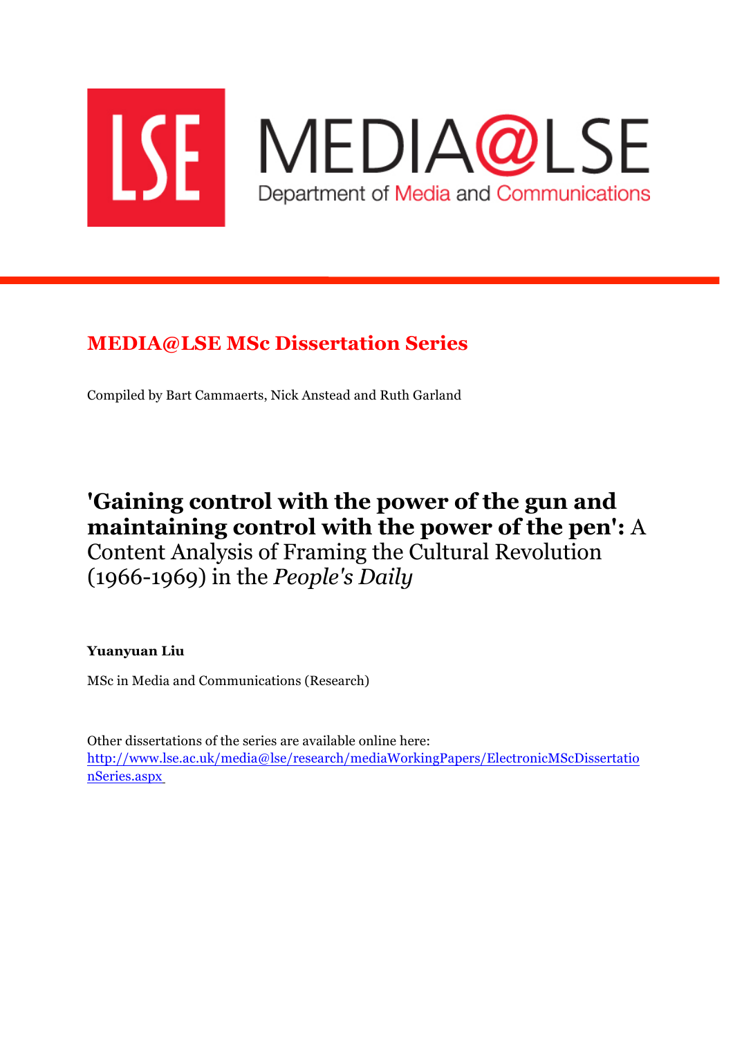LSE

MEDIA@LSE

Department of Media and Communications

## MEDIA@LSE MSc Dissertation Series

Compiled by Bart Cammaerts, Nick Anstead and Ruth Garland

# **'Gaining control with the power of the gun and maintaining control with the power of the pen':** A Content Analysis of Framing the Cultural Revolution (1966-1969) in the *People's Daily*

**Yuanyuan Liu**

MSc in Media and Communications (Research)

Other dissertations of the series are available online here:
http://www.lse.ac.uk/media@lse/research/mediaWorkingPapers/ElectronicMScDissertationSeries.aspx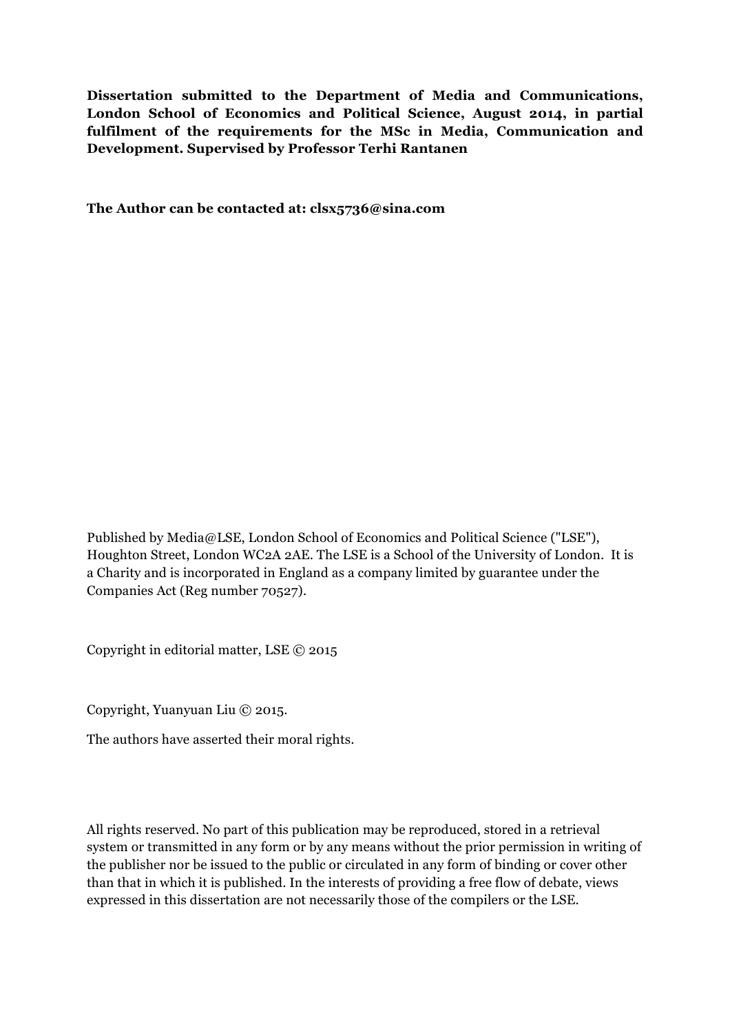**Dissertation submitted to the Department of Media and Communications, London School of Economics and Political Science, August 2014, in partial fulfilment of the requirements for the MSc in Media, Communication and Development. Supervised by Professor Terhi Rantanen**

**The Author can be contacted at: clsx5736@sina.com**

Published by Media@LSE, London School of Economics and Political Science ("LSE"), Houghton Street, London WC2A 2AE. The LSE is a School of the University of London. It is a Charity and is incorporated in England as a company limited by guarantee under the Companies Act (Reg number 70527).

Copyright in editorial matter, LSE © 2015

Copyright, Yuanyuan Liu © 2015.

The authors have asserted their moral rights.

All rights reserved. No part of this publication may be reproduced, stored in a retrieval system or transmitted in any form or by any means without the prior permission in writing of the publisher nor be issued to the public or circulated in any form of binding or cover other than that in which it is published. In the interests of providing a free flow of debate, views expressed in this dissertation are not necessarily those of the compilers or the LSE.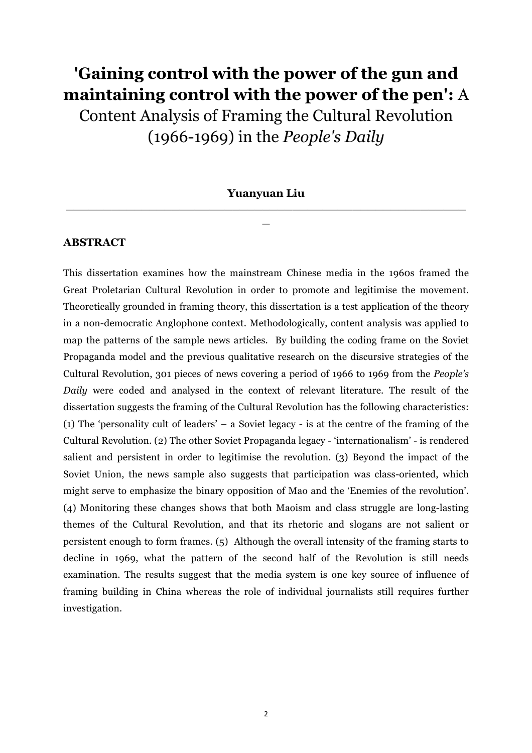# 'Gaining control with the power of the gun and maintaining control with the power of the pen': A Content Analysis of Framing the Cultural Revolution (1966-1969) in the *People's Daily*

**Yuanyuan Liu**

---

## ABSTRACT

This dissertation examines how the mainstream Chinese media in the 1960s framed the Great Proletarian Cultural Revolution in order to promote and legitimise the movement. Theoretically grounded in framing theory, this dissertation is a test application of the theory in a non-democratic Anglophone context. Methodologically, content analysis was applied to map the patterns of the sample news articles. By building the coding frame on the Soviet Propaganda model and the previous qualitative research on the discursive strategies of the Cultural Revolution, 301 pieces of news covering a period of 1966 to 1969 from the *People's Daily* were coded and analysed in the context of relevant literature. The result of the dissertation suggests the framing of the Cultural Revolution has the following characteristics: (1) The 'personality cult of leaders' – a Soviet legacy - is at the centre of the framing of the Cultural Revolution. (2) The other Soviet Propaganda legacy - 'internationalism' - is rendered salient and persistent in order to legitimise the revolution. (3) Beyond the impact of the Soviet Union, the news sample also suggests that participation was class-oriented, which might serve to emphasize the binary opposition of Mao and the 'Enemies of the revolution'. (4) Monitoring these changes shows that both Maoism and class struggle are long-lasting themes of the Cultural Revolution, and that its rhetoric and slogans are not salient or persistent enough to form frames. (5) Although the overall intensity of the framing starts to decline in 1969, what the pattern of the second half of the Revolution is still needs examination. The results suggest that the media system is one key source of influence of framing building in China whereas the role of individual journalists still requires further investigation.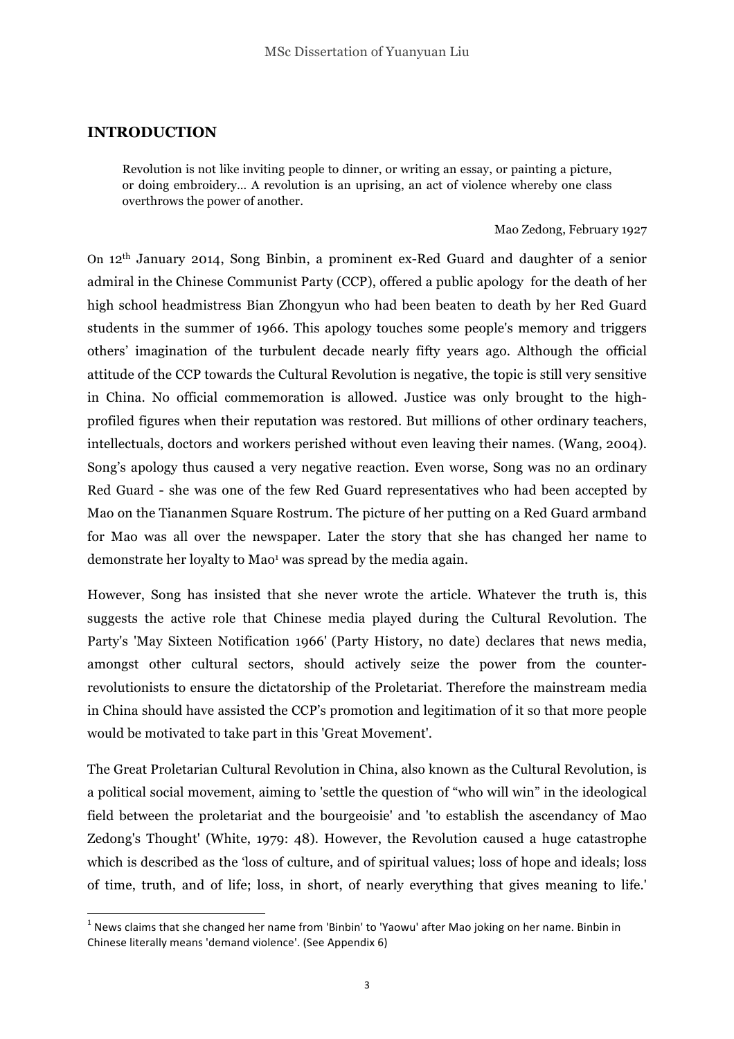## INTRODUCTION

> Revolution is not like inviting people to dinner, or writing an essay, or painting a picture, or doing embroidery... A revolution is an uprising, an act of violence whereby one class overthrows the power of another.
>
> Mao Zedong, February 1927

On 12th January 2014, Song Binbin, a prominent ex-Red Guard and daughter of a senior admiral in the Chinese Communist Party (CCP), offered a public apology for the death of her high school headmistress Bian Zhongyun who had been beaten to death by her Red Guard students in the summer of 1966. This apology touches some people's memory and triggers others' imagination of the turbulent decade nearly fifty years ago. Although the official attitude of the CCP towards the Cultural Revolution is negative, the topic is still very sensitive in China. No official commemoration is allowed. Justice was only brought to the high-profiled figures when their reputation was restored. But millions of other ordinary teachers, intellectuals, doctors and workers perished without even leaving their names. (Wang, 2004). Song's apology thus caused a very negative reaction. Even worse, Song was no an ordinary Red Guard - she was one of the few Red Guard representatives who had been accepted by Mao on the Tiananmen Square Rostrum. The picture of her putting on a Red Guard armband for Mao was all over the newspaper. Later the story that she has changed her name to demonstrate her loyalty to Mao[1] was spread by the media again.

However, Song has insisted that she never wrote the article. Whatever the truth is, this suggests the active role that Chinese media played during the Cultural Revolution. The Party's 'May Sixteen Notification 1966' (Party History, no date) declares that news media, amongst other cultural sectors, should actively seize the power from the counter-revolutionists to ensure the dictatorship of the Proletariat. Therefore the mainstream media in China should have assisted the CCP's promotion and legitimation of it so that more people would be motivated to take part in this 'Great Movement'.

The Great Proletarian Cultural Revolution in China, also known as the Cultural Revolution, is a political social movement, aiming to 'settle the question of "who will win" in the ideological field between the proletariat and the bourgeoisie' and 'to establish the ascendancy of Mao Zedong's Thought' (White, 1979: 48). However, the Revolution caused a huge catastrophe which is described as the 'loss of culture, and of spiritual values; loss of hope and ideals; loss of time, truth, and of life; loss, in short, of nearly everything that gives meaning to life.'

[1] News claims that she changed her name from 'Binbin' to 'Yaowu' after Mao joking on her name. Binbin in Chinese literally means 'demand violence'. (See Appendix 6)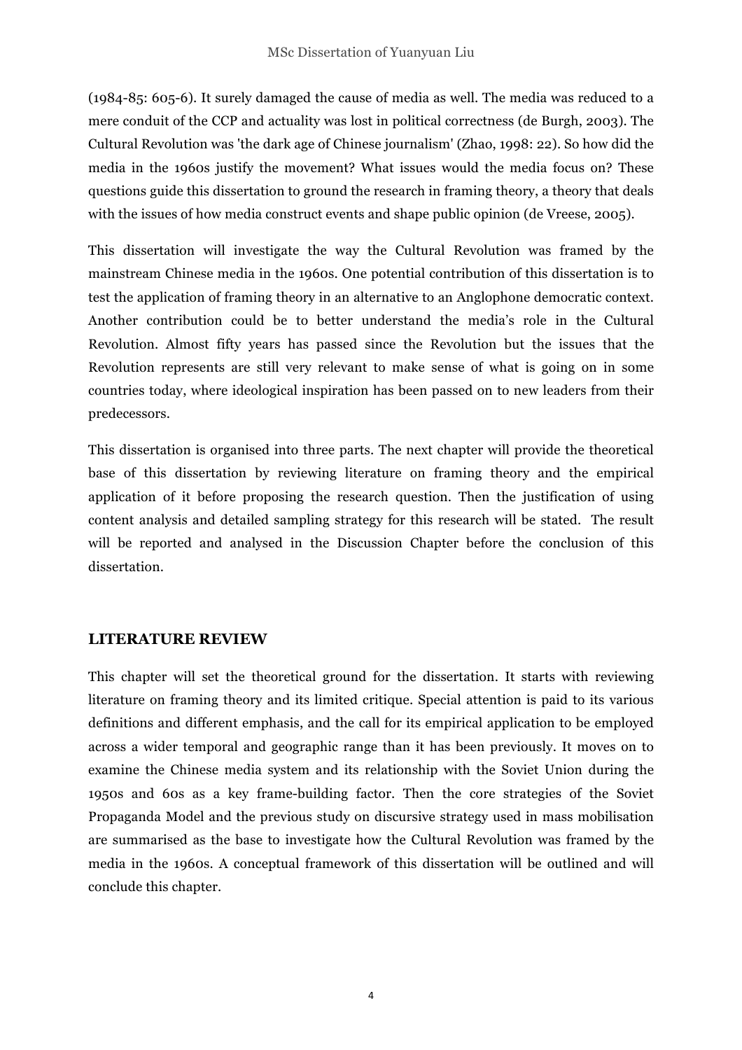(1984-85: 605-6). It surely damaged the cause of media as well. The media was reduced to a mere conduit of the CCP and actuality was lost in political correctness (de Burgh, 2003). The Cultural Revolution was 'the dark age of Chinese journalism' (Zhao, 1998: 22). So how did the media in the 1960s justify the movement? What issues would the media focus on? These questions guide this dissertation to ground the research in framing theory, a theory that deals with the issues of how media construct events and shape public opinion (de Vreese, 2005).

This dissertation will investigate the way the Cultural Revolution was framed by the mainstream Chinese media in the 1960s. One potential contribution of this dissertation is to test the application of framing theory in an alternative to an Anglophone democratic context. Another contribution could be to better understand the media's role in the Cultural Revolution. Almost fifty years has passed since the Revolution but the issues that the Revolution represents are still very relevant to make sense of what is going on in some countries today, where ideological inspiration has been passed on to new leaders from their predecessors.

This dissertation is organised into three parts. The next chapter will provide the theoretical base of this dissertation by reviewing literature on framing theory and the empirical application of it before proposing the research question. Then the justification of using content analysis and detailed sampling strategy for this research will be stated. The result will be reported and analysed in the Discussion Chapter before the conclusion of this dissertation.

## LITERATURE REVIEW

This chapter will set the theoretical ground for the dissertation. It starts with reviewing literature on framing theory and its limited critique. Special attention is paid to its various definitions and different emphasis, and the call for its empirical application to be employed across a wider temporal and geographic range than it has been previously. It moves on to examine the Chinese media system and its relationship with the Soviet Union during the 1950s and 60s as a key frame-building factor. Then the core strategies of the Soviet Propaganda Model and the previous study on discursive strategy used in mass mobilisation are summarised as the base to investigate how the Cultural Revolution was framed by the media in the 1960s. A conceptual framework of this dissertation will be outlined and will conclude this chapter.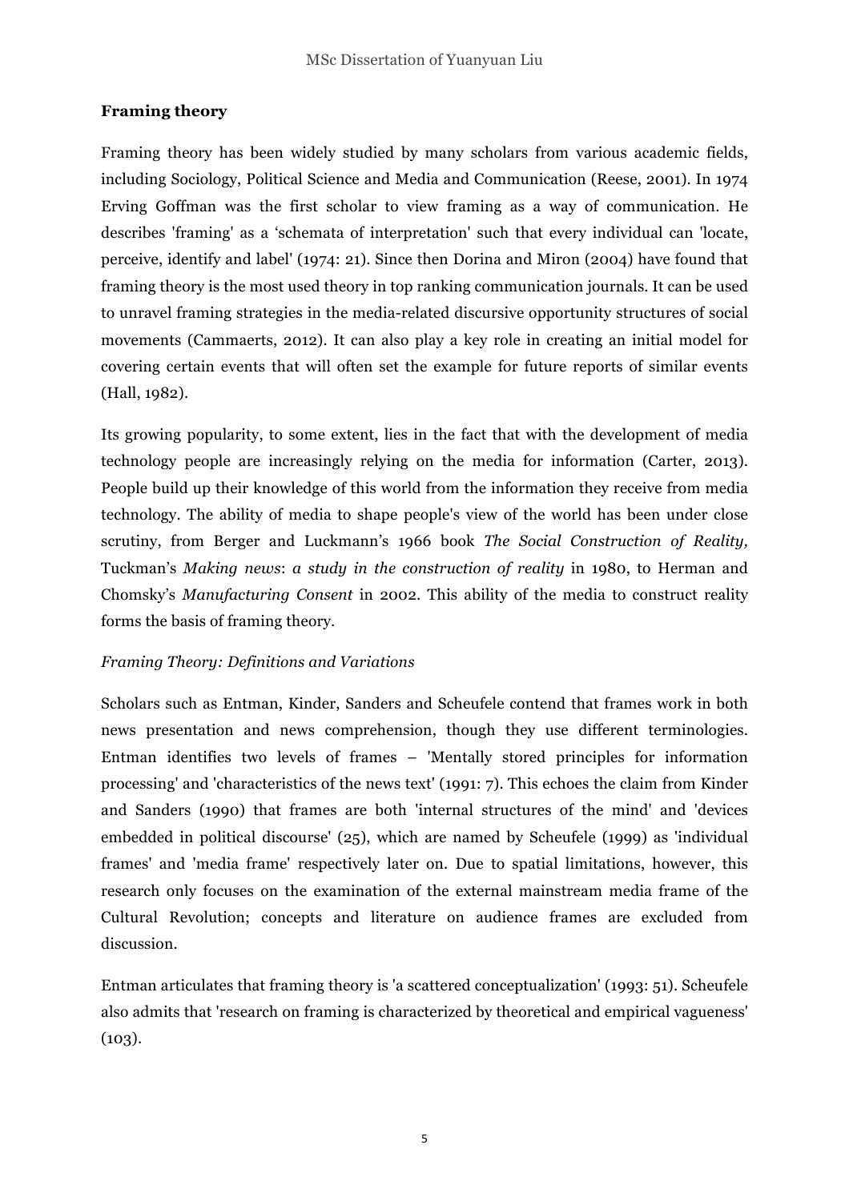**Framing theory**

Framing theory has been widely studied by many scholars from various academic fields, including Sociology, Political Science and Media and Communication (Reese, 2001). In 1974 Erving Goffman was the first scholar to view framing as a way of communication. He describes 'framing' as a 'schemata of interpretation' such that every individual can 'locate, perceive, identify and label' (1974: 21). Since then Dorina and Miron (2004) have found that framing theory is the most used theory in top ranking communication journals. It can be used to unravel framing strategies in the media-related discursive opportunity structures of social movements (Cammaerts, 2012). It can also play a key role in creating an initial model for covering certain events that will often set the example for future reports of similar events (Hall, 1982).

Its growing popularity, to some extent, lies in the fact that with the development of media technology people are increasingly relying on the media for information (Carter, 2013). People build up their knowledge of this world from the information they receive from media technology. The ability of media to shape people's view of the world has been under close scrutiny, from Berger and Luckmann's 1966 book *The Social Construction of Reality,* Tuckman's *Making news*: *a study in the construction of reality* in 1980, to Herman and Chomsky's *Manufacturing Consent* in 2002. This ability of the media to construct reality forms the basis of framing theory.

*Framing Theory: Definitions and Variations*

Scholars such as Entman, Kinder, Sanders and Scheufele contend that frames work in both news presentation and news comprehension, though they use different terminologies. Entman identifies two levels of frames – 'Mentally stored principles for information processing' and 'characteristics of the news text' (1991: 7). This echoes the claim from Kinder and Sanders (1990) that frames are both 'internal structures of the mind' and 'devices embedded in political discourse' (25), which are named by Scheufele (1999) as 'individual frames' and 'media frame' respectively later on. Due to spatial limitations, however, this research only focuses on the examination of the external mainstream media frame of the Cultural Revolution; concepts and literature on audience frames are excluded from discussion.

Entman articulates that framing theory is 'a scattered conceptualization' (1993: 51). Scheufele also admits that 'research on framing is characterized by theoretical and empirical vagueness' (103).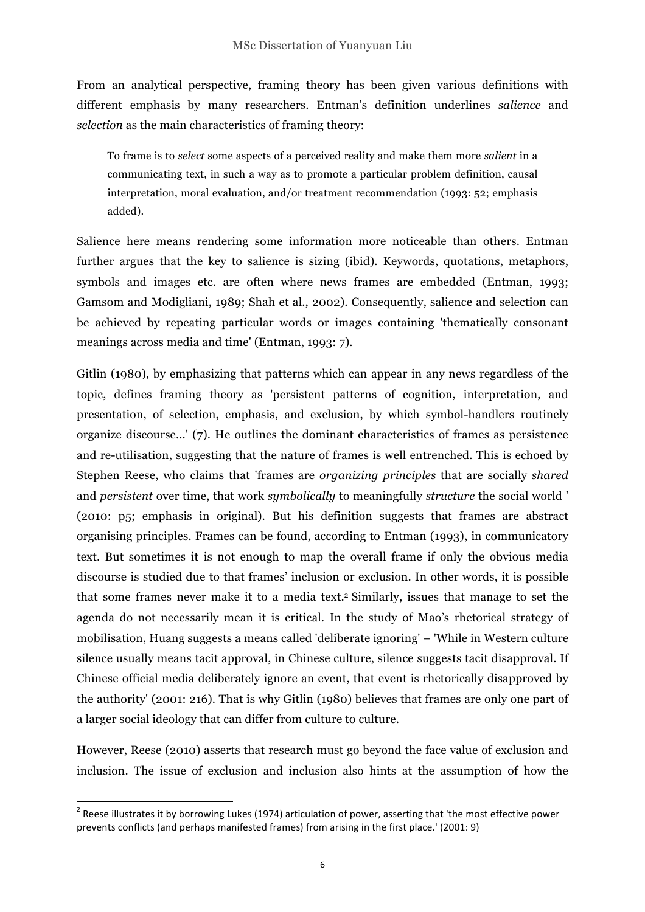From an analytical perspective, framing theory has been given various definitions with different emphasis by many researchers. Entman's definition underlines *salience* and *selection* as the main characteristics of framing theory:

> To frame is to *select* some aspects of a perceived reality and make them more *salient* in a communicating text, in such a way as to promote a particular problem definition, causal interpretation, moral evaluation, and/or treatment recommendation (1993: 52; emphasis added).

Salience here means rendering some information more noticeable than others. Entman further argues that the key to salience is sizing (ibid). Keywords, quotations, metaphors, symbols and images etc. are often where news frames are embedded (Entman, 1993; Gamsom and Modigliani, 1989; Shah et al., 2002). Consequently, salience and selection can be achieved by repeating particular words or images containing 'thematically consonant meanings across media and time' (Entman, 1993: 7).

Gitlin (1980), by emphasizing that patterns which can appear in any news regardless of the topic, defines framing theory as 'persistent patterns of cognition, interpretation, and presentation, of selection, emphasis, and exclusion, by which symbol-handlers routinely organize discourse...' (7). He outlines the dominant characteristics of frames as persistence and re-utilisation, suggesting that the nature of frames is well entrenched. This is echoed by Stephen Reese, who claims that 'frames are *organizing principles* that are socially *shared* and *persistent* over time, that work *symbolically* to meaningfully *structure* the social world ' (2010: p5; emphasis in original). But his definition suggests that frames are abstract organising principles. Frames can be found, according to Entman (1993), in communicatory text. But sometimes it is not enough to map the overall frame if only the obvious media discourse is studied due to that frames' inclusion or exclusion. In other words, it is possible that some frames never make it to a media text.[2] Similarly, issues that manage to set the agenda do not necessarily mean it is critical. In the study of Mao's rhetorical strategy of mobilisation, Huang suggests a means called 'deliberate ignoring' – 'While in Western culture silence usually means tacit approval, in Chinese culture, silence suggests tacit disapproval. If Chinese official media deliberately ignore an event, that event is rhetorically disapproved by the authority' (2001: 216). That is why Gitlin (1980) believes that frames are only one part of a larger social ideology that can differ from culture to culture.

However, Reese (2010) asserts that research must go beyond the face value of exclusion and inclusion. The issue of exclusion and inclusion also hints at the assumption of how the

[2] Reese illustrates it by borrowing Lukes (1974) articulation of power, asserting that 'the most effective power prevents conflicts (and perhaps manifested frames) from arising in the first place.' (2001: 9)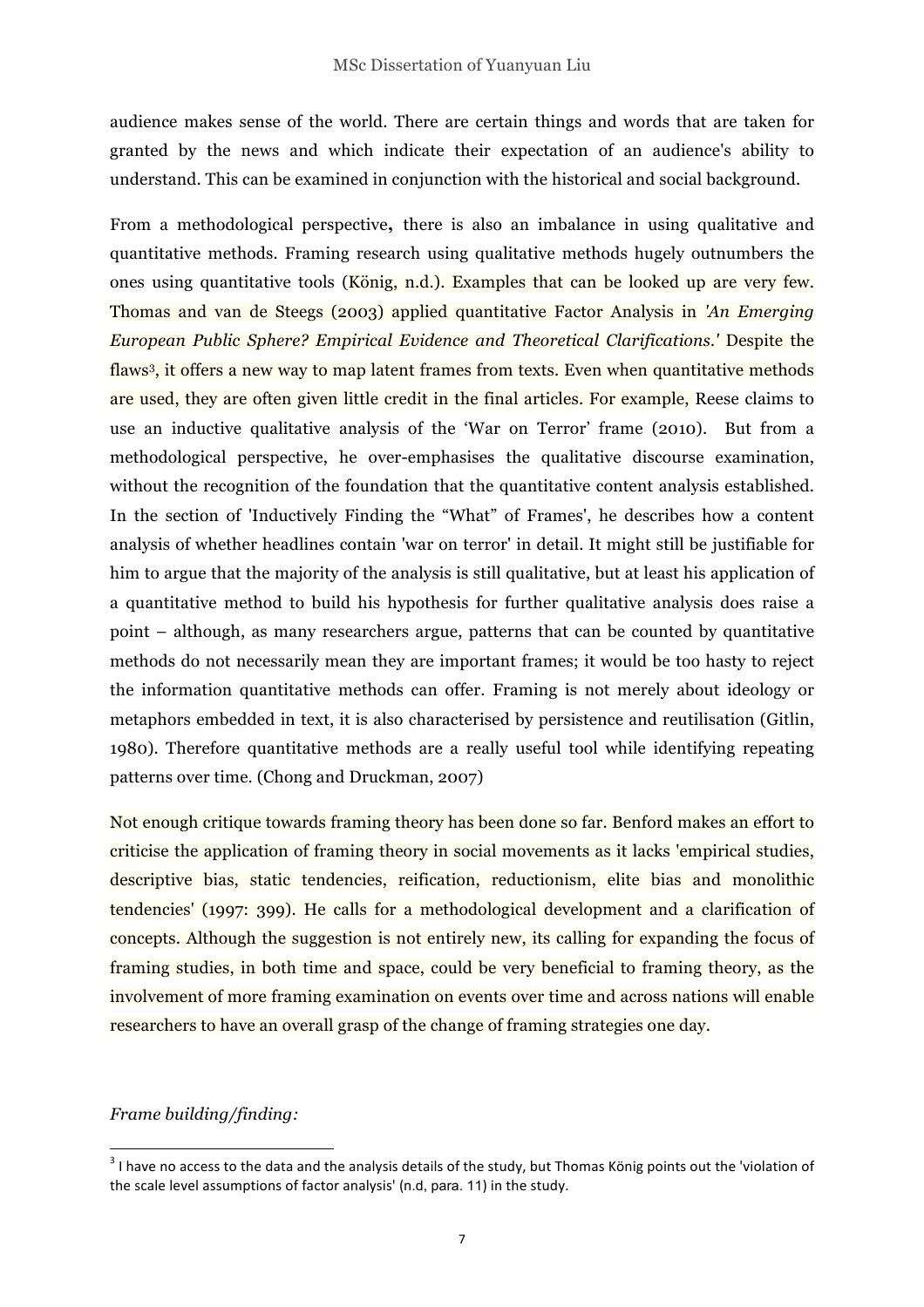audience makes sense of the world. There are certain things and words that are taken for granted by the news and which indicate their expectation of an audience's ability to understand. This can be examined in conjunction with the historical and social background.

From a methodological perspective**,** there is also an imbalance in using qualitative and quantitative methods. Framing research using qualitative methods hugely outnumbers the ones using quantitative tools (König, n.d.). Examples that can be looked up are very few. Thomas and van de Steegs (2003) applied quantitative Factor Analysis in *'An Emerging European Public Sphere? Empirical Evidence and Theoretical Clarifications.'* Despite the flaws[3], it offers a new way to map latent frames from texts. Even when quantitative methods are used, they are often given little credit in the final articles. For example, Reese claims to use an inductive qualitative analysis of the 'War on Terror' frame (2010). But from a methodological perspective, he over-emphasises the qualitative discourse examination, without the recognition of the foundation that the quantitative content analysis established. In the section of 'Inductively Finding the "What" of Frames', he describes how a content analysis of whether headlines contain 'war on terror' in detail. It might still be justifiable for him to argue that the majority of the analysis is still qualitative, but at least his application of a quantitative method to build his hypothesis for further qualitative analysis does raise a point – although, as many researchers argue, patterns that can be counted by quantitative methods do not necessarily mean they are important frames; it would be too hasty to reject the information quantitative methods can offer. Framing is not merely about ideology or metaphors embedded in text, it is also characterised by persistence and reutilisation (Gitlin, 1980). Therefore quantitative methods are a really useful tool while identifying repeating patterns over time. (Chong and Druckman, 2007)

Not enough critique towards framing theory has been done so far. Benford makes an effort to criticise the application of framing theory in social movements as it lacks 'empirical studies, descriptive bias, static tendencies, reification, reductionism, elite bias and monolithic tendencies' (1997: 399). He calls for a methodological development and a clarification of concepts. Although the suggestion is not entirely new, its calling for expanding the focus of framing studies, in both time and space, could be very beneficial to framing theory, as the involvement of more framing examination on events over time and across nations will enable researchers to have an overall grasp of the change of framing strategies one day.

*Frame building/finding:*

[3] I have no access to the data and the analysis details of the study, but Thomas König points out the 'violation of the scale level assumptions of factor analysis' (n.d, para. 11) in the study.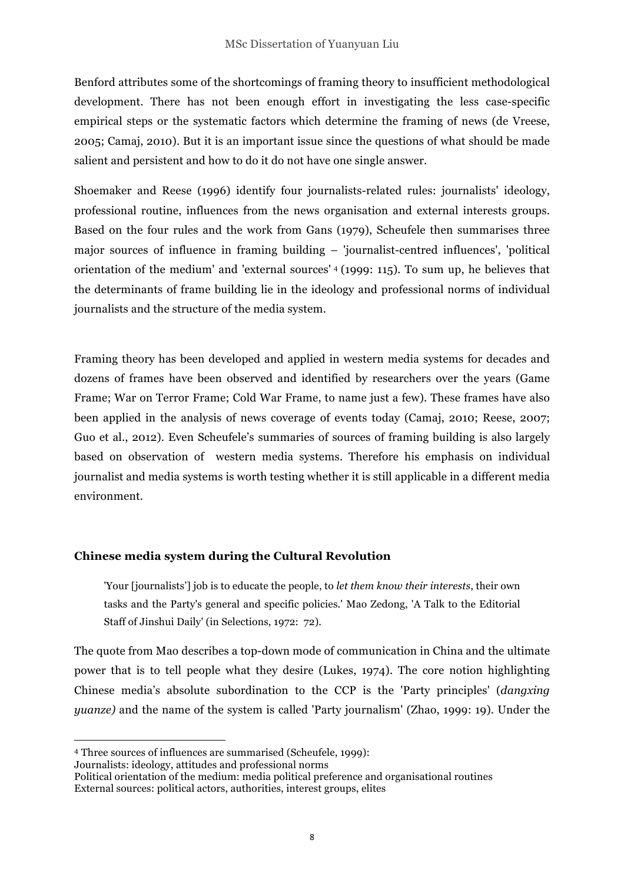Benford attributes some of the shortcomings of framing theory to insufficient methodological development. There has not been enough effort in investigating the less case-specific empirical steps or the systematic factors which determine the framing of news (de Vreese, 2005; Camaj, 2010). But it is an important issue since the questions of what should be made salient and persistent and how to do it do not have one single answer.

Shoemaker and Reese (1996) identify four journalists-related rules: journalists' ideology, professional routine, influences from the news organisation and external interests groups. Based on the four rules and the work from Gans (1979), Scheufele then summarises three major sources of influence in framing building – 'journalist-centred influences', 'political orientation of the medium' and 'external sources' [4] (1999: 115). To sum up, he believes that the determinants of frame building lie in the ideology and professional norms of individual journalists and the structure of the media system.

Framing theory has been developed and applied in western media systems for decades and dozens of frames have been observed and identified by researchers over the years (Game Frame; War on Terror Frame; Cold War Frame, to name just a few). These frames have also been applied in the analysis of news coverage of events today (Camaj, 2010; Reese, 2007; Guo et al., 2012). Even Scheufele's summaries of sources of framing building is also largely based on observation of western media systems. Therefore his emphasis on individual journalist and media systems is worth testing whether it is still applicable in a different media environment.

**Chinese media system during the Cultural Revolution**

> 'Your [journalists'] job is to educate the people, to *let them know their interests*, their own tasks and the Party's general and specific policies.' Mao Zedong, 'A Talk to the Editorial Staff of Jinshui Daily' (in Selections, 1972: 72).

The quote from Mao describes a top-down mode of communication in China and the ultimate power that is to tell people what they desire (Lukes, 1974). The core notion highlighting Chinese media's absolute subordination to the CCP is the 'Party principles' (*dangxing yuanze)* and the name of the system is called 'Party journalism' (Zhao, 1999: 19). Under the

---

[4] Three sources of influences are summarised (Scheufele, 1999):
Journalists: ideology, attitudes and professional norms
Political orientation of the medium: media political preference and organisational routines
External sources: political actors, authorities, interest groups, elites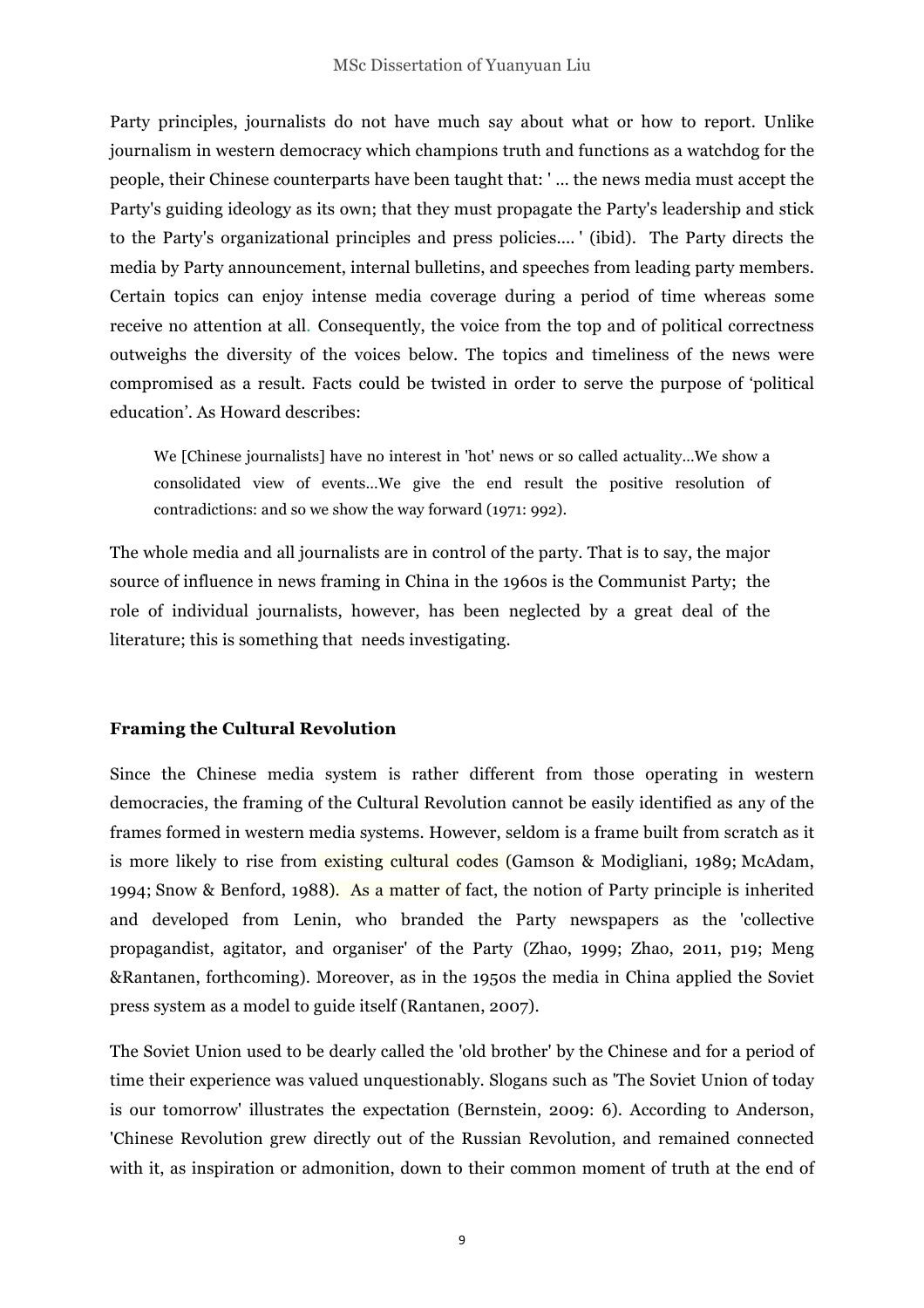Party principles, journalists do not have much say about what or how to report. Unlike journalism in western democracy which champions truth and functions as a watchdog for the people, their Chinese counterparts have been taught that: ' ... the news media must accept the Party's guiding ideology as its own; that they must propagate the Party's leadership and stick to the Party's organizational principles and press policies.... ' (ibid). The Party directs the media by Party announcement, internal bulletins, and speeches from leading party members. Certain topics can enjoy intense media coverage during a period of time whereas some receive no attention at all. Consequently, the voice from the top and of political correctness outweighs the diversity of the voices below. The topics and timeliness of the news were compromised as a result. Facts could be twisted in order to serve the purpose of 'political education'. As Howard describes:

> We [Chinese journalists] have no interest in 'hot' news or so called actuality...We show a consolidated view of events...We give the end result the positive resolution of contradictions: and so we show the way forward (1971: 992).

The whole media and all journalists are in control of the party. That is to say, the major source of influence in news framing in China in the 1960s is the Communist Party; the role of individual journalists, however, has been neglected by a great deal of the literature; this is something that needs investigating.

**Framing the Cultural Revolution**

Since the Chinese media system is rather different from those operating in western democracies, the framing of the Cultural Revolution cannot be easily identified as any of the frames formed in western media systems. However, seldom is a frame built from scratch as it is more likely to rise from existing cultural codes (Gamson & Modigliani, 1989; McAdam, 1994; Snow & Benford, 1988). As a matter of fact, the notion of Party principle is inherited and developed from Lenin, who branded the Party newspapers as the 'collective propagandist, agitator, and organiser' of the Party (Zhao, 1999; Zhao, 2011, p19; Meng &Rantanen, forthcoming). Moreover, as in the 1950s the media in China applied the Soviet press system as a model to guide itself (Rantanen, 2007).

The Soviet Union used to be dearly called the 'old brother' by the Chinese and for a period of time their experience was valued unquestionably. Slogans such as 'The Soviet Union of today is our tomorrow' illustrates the expectation (Bernstein, 2009: 6). According to Anderson, 'Chinese Revolution grew directly out of the Russian Revolution, and remained connected with it, as inspiration or admonition, down to their common moment of truth at the end of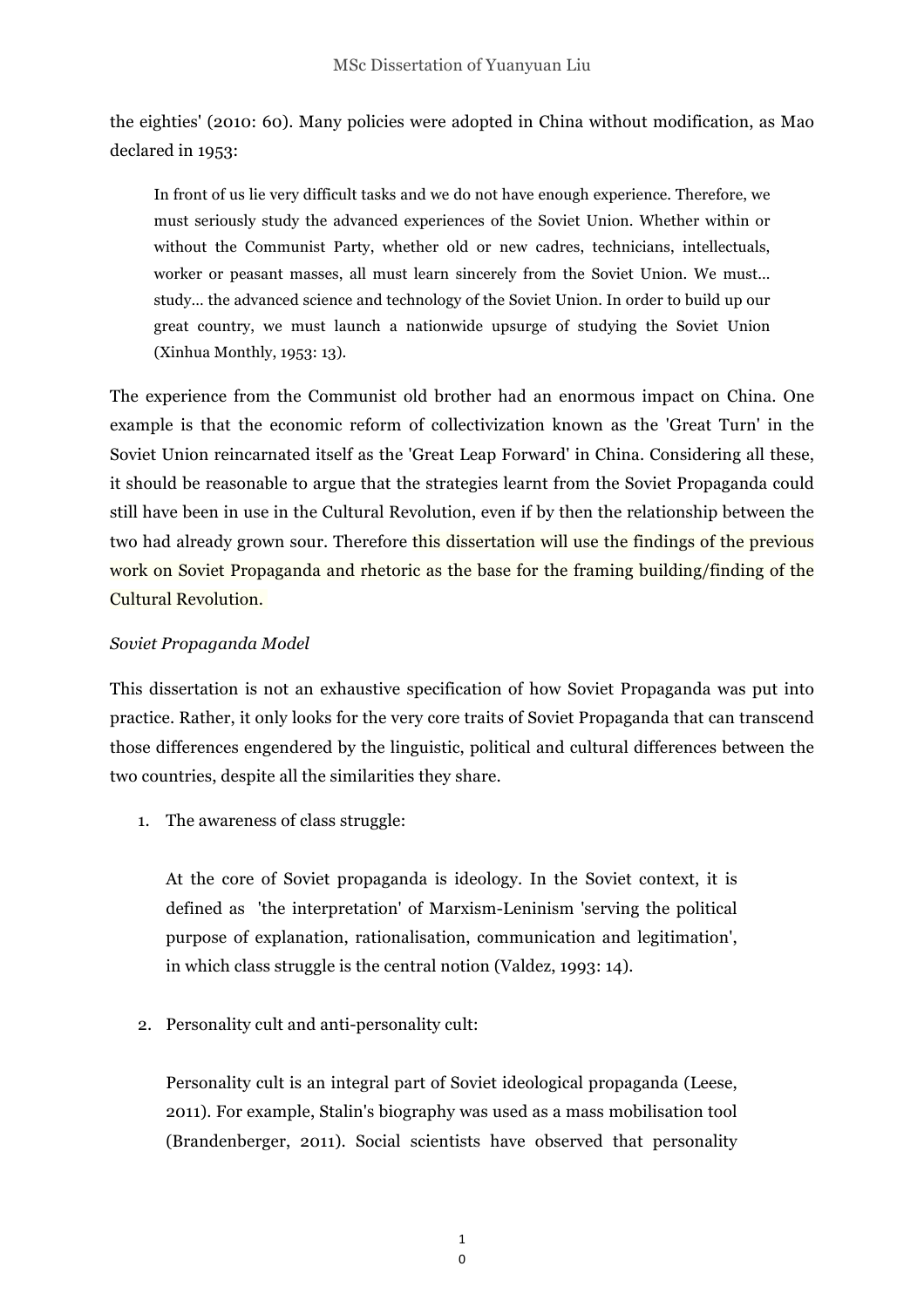the eighties' (2010: 60). Many policies were adopted in China without modification, as Mao declared in 1953:

> In front of us lie very difficult tasks and we do not have enough experience. Therefore, we must seriously study the advanced experiences of the Soviet Union. Whether within or without the Communist Party, whether old or new cadres, technicians, intellectuals, worker or peasant masses, all must learn sincerely from the Soviet Union. We must… study… the advanced science and technology of the Soviet Union. In order to build up our great country, we must launch a nationwide upsurge of studying the Soviet Union (Xinhua Monthly, 1953: 13).

The experience from the Communist old brother had an enormous impact on China. One example is that the economic reform of collectivization known as the 'Great Turn' in the Soviet Union reincarnated itself as the 'Great Leap Forward' in China. Considering all these, it should be reasonable to argue that the strategies learnt from the Soviet Propaganda could still have been in use in the Cultural Revolution, even if by then the relationship between the two had already grown sour. Therefore this dissertation will use the findings of the previous work on Soviet Propaganda and rhetoric as the base for the framing building/finding of the Cultural Revolution.

*Soviet Propaganda Model*

This dissertation is not an exhaustive specification of how Soviet Propaganda was put into practice. Rather, it only looks for the very core traits of Soviet Propaganda that can transcend those differences engendered by the linguistic, political and cultural differences between the two countries, despite all the similarities they share.

1. The awareness of class struggle:

   At the core of Soviet propaganda is ideology. In the Soviet context, it is defined as 'the interpretation' of Marxism-Leninism 'serving the political purpose of explanation, rationalisation, communication and legitimation', in which class struggle is the central notion (Valdez, 1993: 14).

2. Personality cult and anti-personality cult:

   Personality cult is an integral part of Soviet ideological propaganda (Leese, 2011). For example, Stalin's biography was used as a mass mobilisation tool (Brandenberger, 2011). Social scientists have observed that personality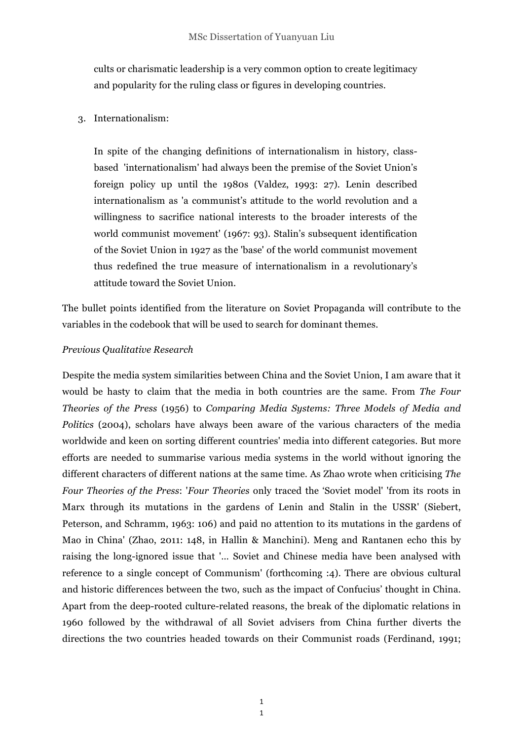cults or charismatic leadership is a very common option to create legitimacy and popularity for the ruling class or figures in developing countries.

3. Internationalism:

   In spite of the changing definitions of internationalism in history, class-based 'internationalism' had always been the premise of the Soviet Union's foreign policy up until the 1980s (Valdez, 1993: 27). Lenin described internationalism as 'a communist's attitude to the world revolution and a willingness to sacrifice national interests to the broader interests of the world communist movement' (1967: 93). Stalin's subsequent identification of the Soviet Union in 1927 as the 'base' of the world communist movement thus redefined the true measure of internationalism in a revolutionary's attitude toward the Soviet Union.

The bullet points identified from the literature on Soviet Propaganda will contribute to the variables in the codebook that will be used to search for dominant themes.

*Previous Qualitative Research*

Despite the media system similarities between China and the Soviet Union, I am aware that it would be hasty to claim that the media in both countries are the same. From *The Four Theories of the Press* (1956) to *Comparing Media Systems: Three Models of Media and Politics* (2004), scholars have always been aware of the various characters of the media worldwide and keen on sorting different countries' media into different categories. But more efforts are needed to summarise various media systems in the world without ignoring the different characters of different nations at the same time. As Zhao wrote when criticising *The Four Theories of the Press*: '*Four Theories* only traced the 'Soviet model' 'from its roots in Marx through its mutations in the gardens of Lenin and Stalin in the USSR' (Siebert, Peterson, and Schramm, 1963: 106) and paid no attention to its mutations in the gardens of Mao in China' (Zhao, 2011: 148, in Hallin & Manchini). Meng and Rantanen echo this by raising the long-ignored issue that '... Soviet and Chinese media have been analysed with reference to a single concept of Communism' (forthcoming :4). There are obvious cultural and historic differences between the two, such as the impact of Confucius' thought in China. Apart from the deep-rooted culture-related reasons, the break of the diplomatic relations in 1960 followed by the withdrawal of all Soviet advisers from China further diverts the directions the two countries headed towards on their Communist roads (Ferdinand, 1991;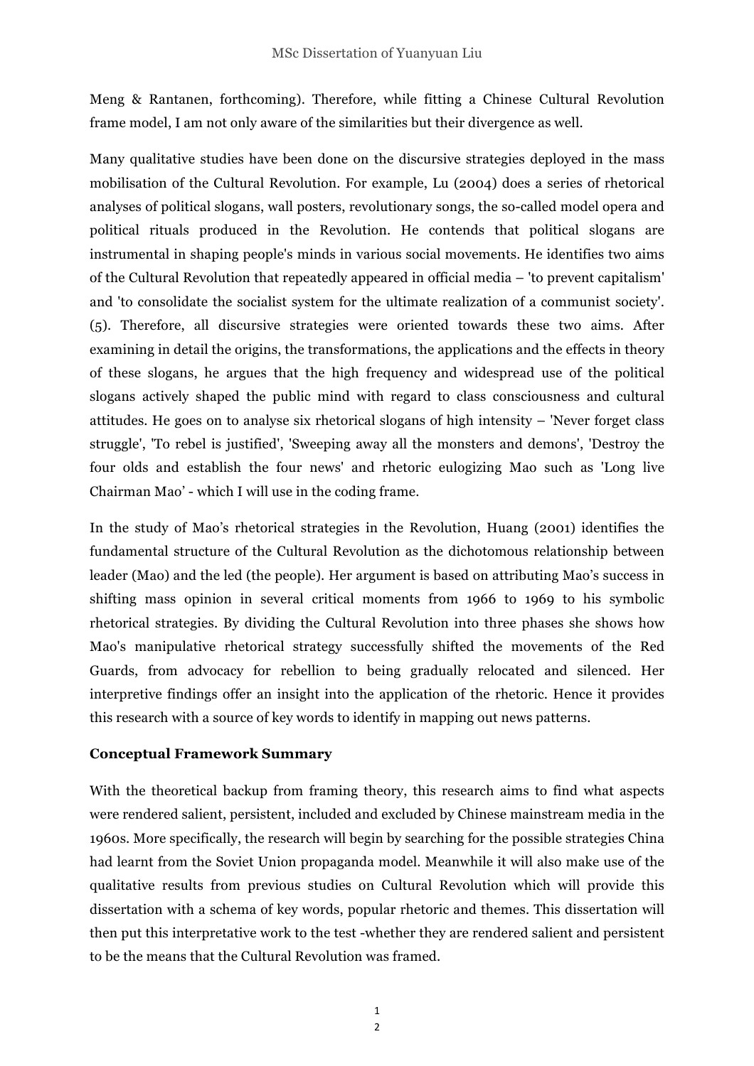Meng & Rantanen, forthcoming). Therefore, while fitting a Chinese Cultural Revolution frame model, I am not only aware of the similarities but their divergence as well.

Many qualitative studies have been done on the discursive strategies deployed in the mass mobilisation of the Cultural Revolution. For example, Lu (2004) does a series of rhetorical analyses of political slogans, wall posters, revolutionary songs, the so-called model opera and political rituals produced in the Revolution. He contends that political slogans are instrumental in shaping people's minds in various social movements. He identifies two aims of the Cultural Revolution that repeatedly appeared in official media – 'to prevent capitalism' and 'to consolidate the socialist system for the ultimate realization of a communist society'. (5). Therefore, all discursive strategies were oriented towards these two aims. After examining in detail the origins, the transformations, the applications and the effects in theory of these slogans, he argues that the high frequency and widespread use of the political slogans actively shaped the public mind with regard to class consciousness and cultural attitudes. He goes on to analyse six rhetorical slogans of high intensity – 'Never forget class struggle', 'To rebel is justified', 'Sweeping away all the monsters and demons', 'Destroy the four olds and establish the four news' and rhetoric eulogizing Mao such as 'Long live Chairman Mao' - which I will use in the coding frame.

In the study of Mao's rhetorical strategies in the Revolution, Huang (2001) identifies the fundamental structure of the Cultural Revolution as the dichotomous relationship between leader (Mao) and the led (the people). Her argument is based on attributing Mao's success in shifting mass opinion in several critical moments from 1966 to 1969 to his symbolic rhetorical strategies. By dividing the Cultural Revolution into three phases she shows how Mao's manipulative rhetorical strategy successfully shifted the movements of the Red Guards, from advocacy for rebellion to being gradually relocated and silenced. Her interpretive findings offer an insight into the application of the rhetoric. Hence it provides this research with a source of key words to identify in mapping out news patterns.

**Conceptual Framework Summary**

With the theoretical backup from framing theory, this research aims to find what aspects were rendered salient, persistent, included and excluded by Chinese mainstream media in the 1960s. More specifically, the research will begin by searching for the possible strategies China had learnt from the Soviet Union propaganda model. Meanwhile it will also make use of the qualitative results from previous studies on Cultural Revolution which will provide this dissertation with a schema of key words, popular rhetoric and themes. This dissertation will then put this interpretative work to the test -whether they are rendered salient and persistent to be the means that the Cultural Revolution was framed.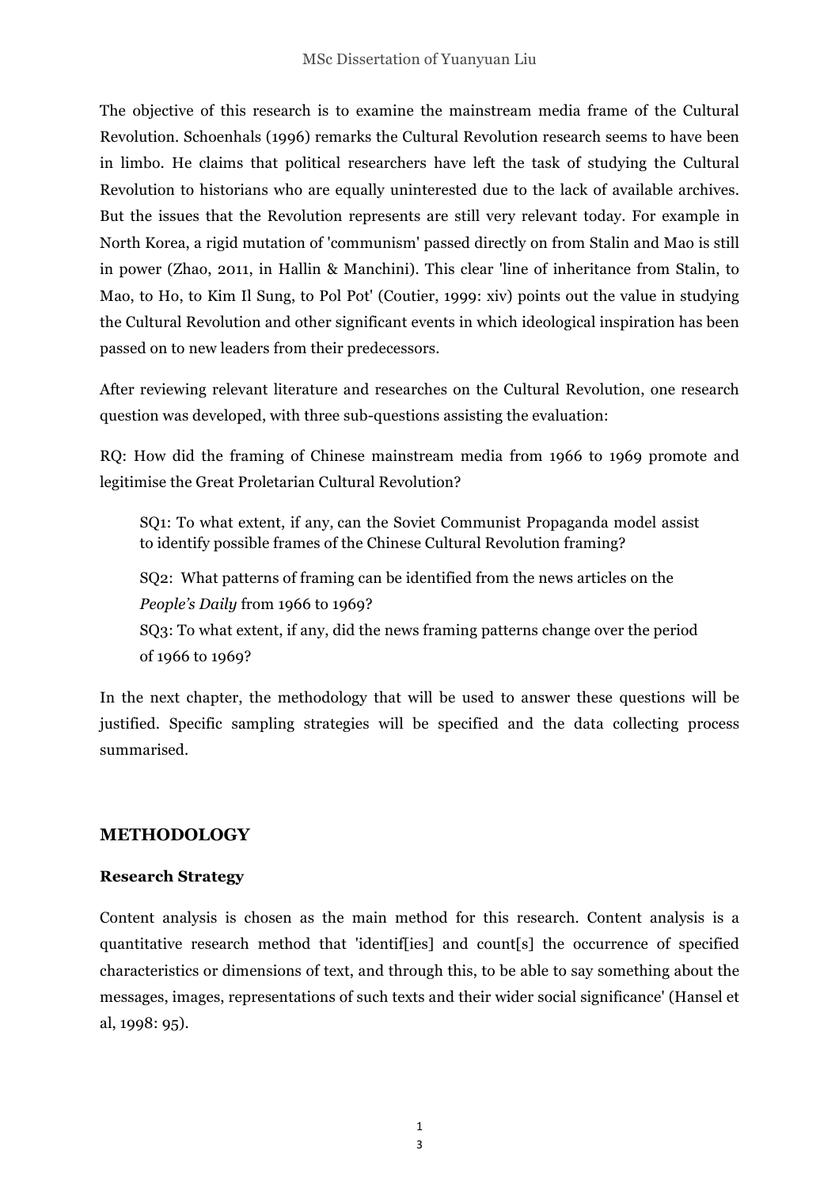The objective of this research is to examine the mainstream media frame of the Cultural Revolution. Schoenhals (1996) remarks the Cultural Revolution research seems to have been in limbo. He claims that political researchers have left the task of studying the Cultural Revolution to historians who are equally uninterested due to the lack of available archives. But the issues that the Revolution represents are still very relevant today. For example in North Korea, a rigid mutation of 'communism' passed directly on from Stalin and Mao is still in power (Zhao, 2011, in Hallin & Manchini). This clear 'line of inheritance from Stalin, to Mao, to Ho, to Kim Il Sung, to Pol Pot' (Coutier, 1999: xiv) points out the value in studying the Cultural Revolution and other significant events in which ideological inspiration has been passed on to new leaders from their predecessors.

After reviewing relevant literature and researches on the Cultural Revolution, one research question was developed, with three sub-questions assisting the evaluation:

RQ: How did the framing of Chinese mainstream media from 1966 to 1969 promote and legitimise the Great Proletarian Cultural Revolution?

> SQ1: To what extent, if any, can the Soviet Communist Propaganda model assist to identify possible frames of the Chinese Cultural Revolution framing?
>
> SQ2: What patterns of framing can be identified from the news articles on the *People's Daily* from 1966 to 1969?
>
> SQ3: To what extent, if any, did the news framing patterns change over the period of 1966 to 1969?

In the next chapter, the methodology that will be used to answer these questions will be justified. Specific sampling strategies will be specified and the data collecting process summarised.

## METHODOLOGY

### Research Strategy

Content analysis is chosen as the main method for this research. Content analysis is a quantitative research method that 'identif[ies] and count[s] the occurrence of specified characteristics or dimensions of text, and through this, to be able to say something about the messages, images, representations of such texts and their wider social significance' (Hansel et al, 1998: 95).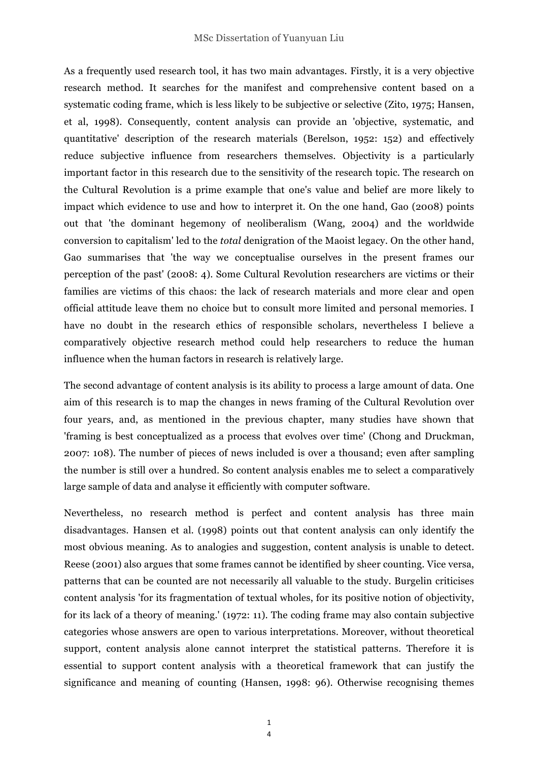As a frequently used research tool, it has two main advantages. Firstly, it is a very objective research method. It searches for the manifest and comprehensive content based on a systematic coding frame, which is less likely to be subjective or selective (Zito, 1975; Hansen, et al, 1998). Consequently, content analysis can provide an 'objective, systematic, and quantitative' description of the research materials (Berelson, 1952: 152) and effectively reduce subjective influence from researchers themselves. Objectivity is a particularly important factor in this research due to the sensitivity of the research topic. The research on the Cultural Revolution is a prime example that one's value and belief are more likely to impact which evidence to use and how to interpret it. On the one hand, Gao (2008) points out that 'the dominant hegemony of neoliberalism (Wang, 2004) and the worldwide conversion to capitalism' led to the *total* denigration of the Maoist legacy. On the other hand, Gao summarises that 'the way we conceptualise ourselves in the present frames our perception of the past' (2008: 4). Some Cultural Revolution researchers are victims or their families are victims of this chaos: the lack of research materials and more clear and open official attitude leave them no choice but to consult more limited and personal memories. I have no doubt in the research ethics of responsible scholars, nevertheless I believe a comparatively objective research method could help researchers to reduce the human influence when the human factors in research is relatively large.

The second advantage of content analysis is its ability to process a large amount of data. One aim of this research is to map the changes in news framing of the Cultural Revolution over four years, and, as mentioned in the previous chapter, many studies have shown that 'framing is best conceptualized as a process that evolves over time' (Chong and Druckman, 2007: 108). The number of pieces of news included is over a thousand; even after sampling the number is still over a hundred. So content analysis enables me to select a comparatively large sample of data and analyse it efficiently with computer software.

Nevertheless, no research method is perfect and content analysis has three main disadvantages. Hansen et al. (1998) points out that content analysis can only identify the most obvious meaning. As to analogies and suggestion, content analysis is unable to detect. Reese (2001) also argues that some frames cannot be identified by sheer counting. Vice versa, patterns that can be counted are not necessarily all valuable to the study. Burgelin criticises content analysis 'for its fragmentation of textual wholes, for its positive notion of objectivity, for its lack of a theory of meaning.' (1972: 11). The coding frame may also contain subjective categories whose answers are open to various interpretations. Moreover, without theoretical support, content analysis alone cannot interpret the statistical patterns. Therefore it is essential to support content analysis with a theoretical framework that can justify the significance and meaning of counting (Hansen, 1998: 96). Otherwise recognising themes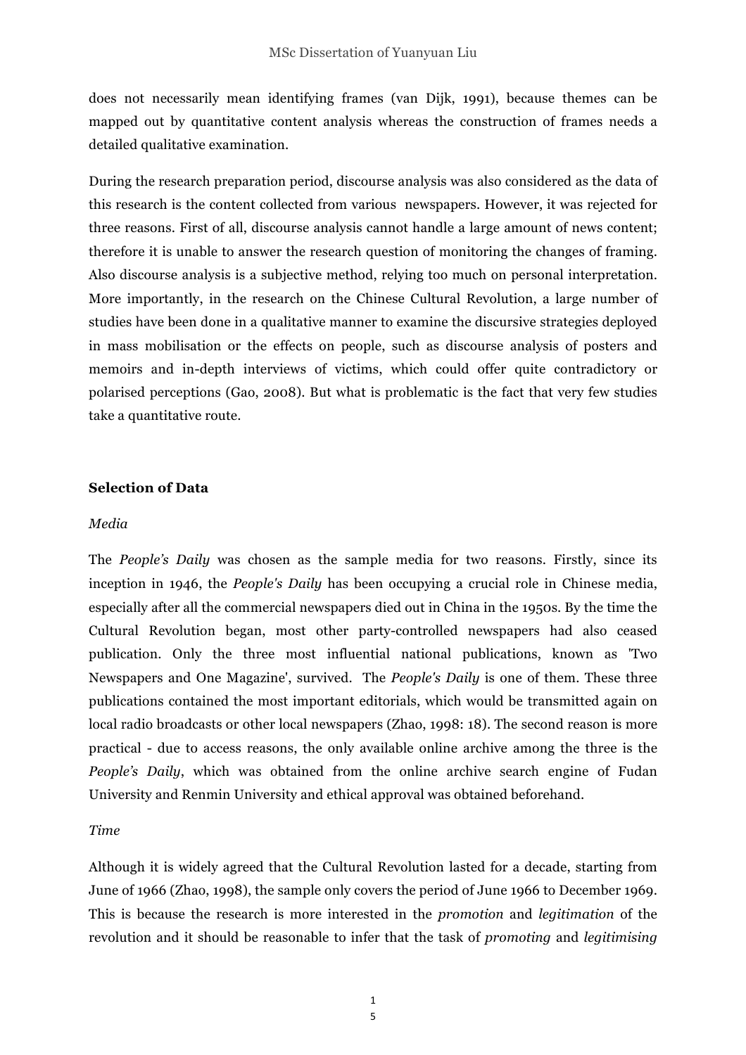does not necessarily mean identifying frames (van Dijk, 1991), because themes can be mapped out by quantitative content analysis whereas the construction of frames needs a detailed qualitative examination.

During the research preparation period, discourse analysis was also considered as the data of this research is the content collected from various newspapers. However, it was rejected for three reasons. First of all, discourse analysis cannot handle a large amount of news content; therefore it is unable to answer the research question of monitoring the changes of framing. Also discourse analysis is a subjective method, relying too much on personal interpretation. More importantly, in the research on the Chinese Cultural Revolution, a large number of studies have been done in a qualitative manner to examine the discursive strategies deployed in mass mobilisation or the effects on people, such as discourse analysis of posters and memoirs and in-depth interviews of victims, which could offer quite contradictory or polarised perceptions (Gao, 2008). But what is problematic is the fact that very few studies take a quantitative route.

**Selection of Data**

*Media*

The *People's Daily* was chosen as the sample media for two reasons. Firstly, since its inception in 1946, the *People's Daily* has been occupying a crucial role in Chinese media, especially after all the commercial newspapers died out in China in the 1950s. By the time the Cultural Revolution began, most other party-controlled newspapers had also ceased publication. Only the three most influential national publications, known as 'Two Newspapers and One Magazine', survived. The *People's Daily* is one of them. These three publications contained the most important editorials, which would be transmitted again on local radio broadcasts or other local newspapers (Zhao, 1998: 18). The second reason is more practical - due to access reasons, the only available online archive among the three is the *People's Daily*, which was obtained from the online archive search engine of Fudan University and Renmin University and ethical approval was obtained beforehand.

*Time*

Although it is widely agreed that the Cultural Revolution lasted for a decade, starting from June of 1966 (Zhao, 1998), the sample only covers the period of June 1966 to December 1969. This is because the research is more interested in the *promotion* and *legitimation* of the revolution and it should be reasonable to infer that the task of *promoting* and *legitimising*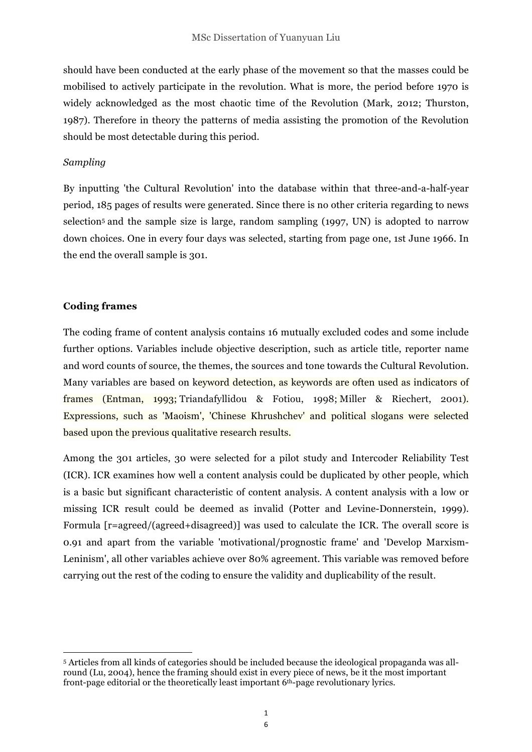should have been conducted at the early phase of the movement so that the masses could be mobilised to actively participate in the revolution. What is more, the period before 1970 is widely acknowledged as the most chaotic time of the Revolution (Mark, 2012; Thurston, 1987). Therefore in theory the patterns of media assisting the promotion of the Revolution should be most detectable during this period.

*Sampling*

By inputting 'the Cultural Revolution' into the database within that three-and-a-half-year period, 185 pages of results were generated. Since there is no other criteria regarding to news selection[5] and the sample size is large, random sampling (1997, UN) is adopted to narrow down choices. One in every four days was selected, starting from page one, 1st June 1966. In the end the overall sample is 301.

**Coding frames**

The coding frame of content analysis contains 16 mutually excluded codes and some include further options. Variables include objective description, such as article title, reporter name and word counts of source, the themes, the sources and tone towards the Cultural Revolution. Many variables are based on keyword detection, as keywords are often used as indicators of frames (Entman, 1993; Triandafyllidou & Fotiou, 1998; Miller & Riechert, 2001). Expressions, such as 'Maoism', 'Chinese Khrushchev' and political slogans were selected based upon the previous qualitative research results.

Among the 301 articles, 30 were selected for a pilot study and Intercoder Reliability Test (ICR). ICR examines how well a content analysis could be duplicated by other people, which is a basic but significant characteristic of content analysis. A content analysis with a low or missing ICR result could be deemed as invalid (Potter and Levine-Donnerstein, 1999). Formula [r=agreed/(agreed+disagreed)] was used to calculate the ICR. The overall score is 0.91 and apart from the variable 'motivational/prognostic frame' and 'Develop Marxism-Leninism', all other variables achieve over 80% agreement. This variable was removed before carrying out the rest of the coding to ensure the validity and duplicability of the result.

[5] Articles from all kinds of categories should be included because the ideological propaganda was all-round (Lu, 2004), hence the framing should exist in every piece of news, be it the most important front-page editorial or the theoretically least important 6th-page revolutionary lyrics.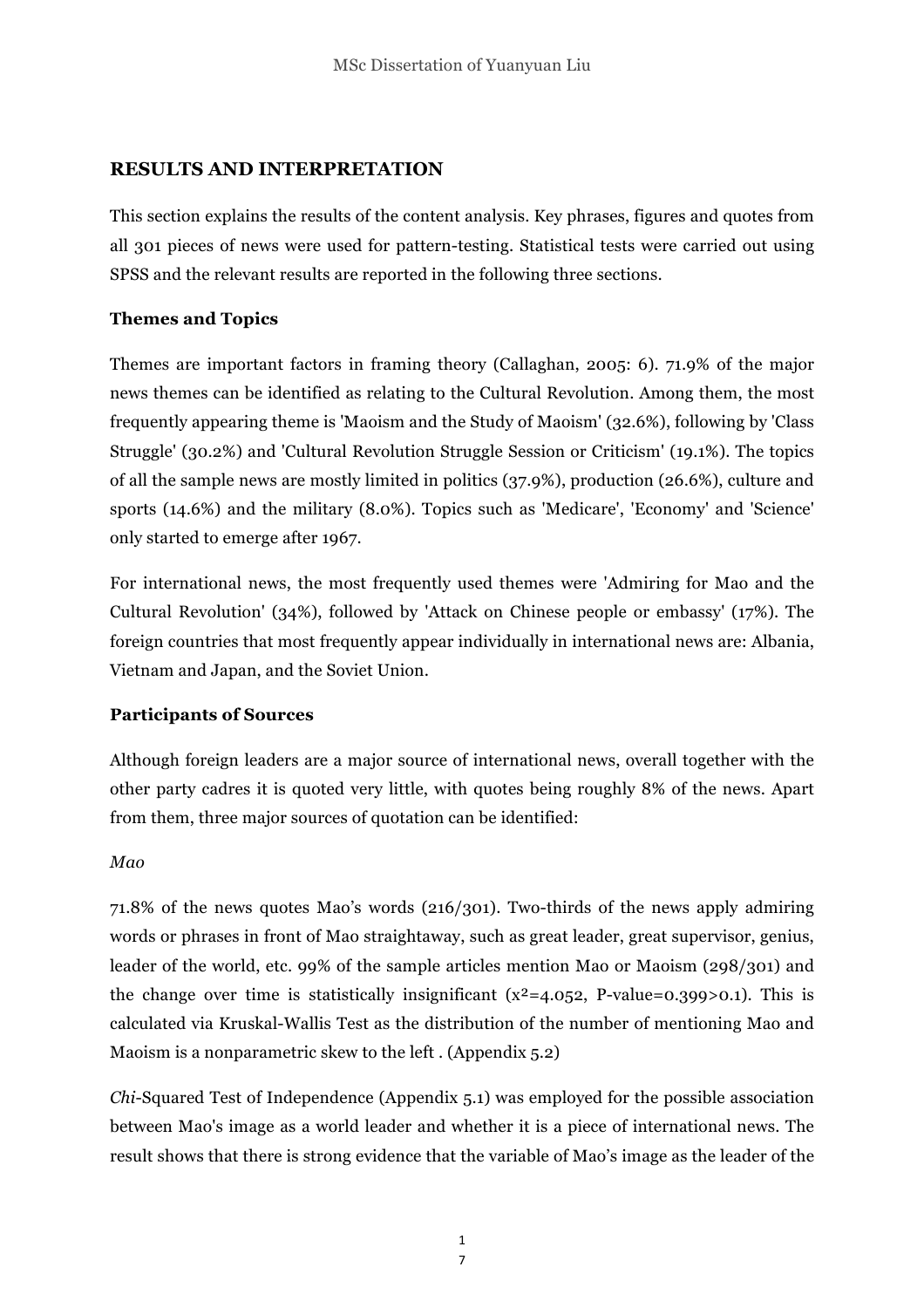## RESULTS AND INTERPRETATION

This section explains the results of the content analysis. Key phrases, figures and quotes from all 301 pieces of news were used for pattern-testing. Statistical tests were carried out using SPSS and the relevant results are reported in the following three sections.

### Themes and Topics

Themes are important factors in framing theory (Callaghan, 2005: 6). 71.9% of the major news themes can be identified as relating to the Cultural Revolution. Among them, the most frequently appearing theme is 'Maoism and the Study of Maoism' (32.6%), following by 'Class Struggle' (30.2%) and 'Cultural Revolution Struggle Session or Criticism' (19.1%). The topics of all the sample news are mostly limited in politics (37.9%), production (26.6%), culture and sports (14.6%) and the military (8.0%). Topics such as 'Medicare', 'Economy' and 'Science' only started to emerge after 1967.

For international news, the most frequently used themes were 'Admiring for Mao and the Cultural Revolution' (34%), followed by 'Attack on Chinese people or embassy' (17%). The foreign countries that most frequently appear individually in international news are: Albania, Vietnam and Japan, and the Soviet Union.

### Participants of Sources

Although foreign leaders are a major source of international news, overall together with the other party cadres it is quoted very little, with quotes being roughly 8% of the news. Apart from them, three major sources of quotation can be identified:

*Mao*

71.8% of the news quotes Mao's words (216/301). Two-thirds of the news apply admiring words or phrases in front of Mao straightaway, such as great leader, great supervisor, genius, leader of the world, etc. 99% of the sample articles mention Mao or Maoism (298/301) and the change over time is statistically insignificant ($x^2$=4.052, P-value=0.399>0.1). This is calculated via Kruskal-Wallis Test as the distribution of the number of mentioning Mao and Maoism is a nonparametric skew to the left . (Appendix 5.2)

*Chi*-Squared Test of Independence (Appendix 5.1) was employed for the possible association between Mao's image as a world leader and whether it is a piece of international news. The result shows that there is strong evidence that the variable of Mao's image as the leader of the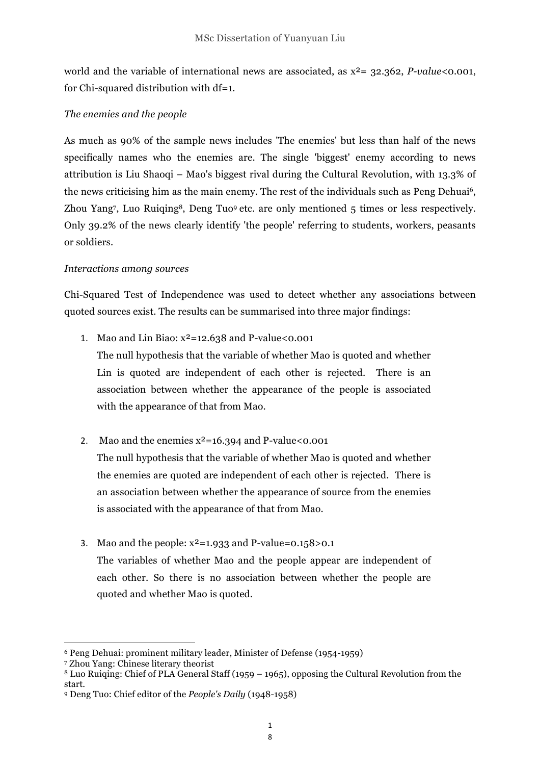world and the variable of international news are associated, as $x^2$= 32.362, *P-value*<0.001, for Chi-squared distribution with df=1.

*The enemies and the people*

As much as 90% of the sample news includes 'The enemies' but less than half of the news specifically names who the enemies are. The single 'biggest' enemy according to news attribution is Liu Shaoqi – Mao's biggest rival during the Cultural Revolution, with 13.3% of the news criticising him as the main enemy. The rest of the individuals such as Peng Dehuai[6], Zhou Yang[7], Luo Ruiqing[8], Deng Tuo[9] etc. are only mentioned 5 times or less respectively. Only 39.2% of the news clearly identify 'the people' referring to students, workers, peasants or soldiers.

*Interactions among sources*

Chi-Squared Test of Independence was used to detect whether any associations between quoted sources exist. The results can be summarised into three major findings:

1. Mao and Lin Biao: $x^2$=12.638 and P-value<0.001
   The null hypothesis that the variable of whether Mao is quoted and whether Lin is quoted are independent of each other is rejected. There is an association between whether the appearance of the people is associated with the appearance of that from Mao.

2. Mao and the enemies $x^2$=16.394 and P-value<0.001
   The null hypothesis that the variable of whether Mao is quoted and whether the enemies are quoted are independent of each other is rejected. There is an association between whether the appearance of source from the enemies is associated with the appearance of that from Mao.

3. Mao and the people: $x^2$=1.933 and P-value=0.158>0.1
   The variables of whether Mao and the people appear are independent of each other. So there is no association between whether the people are quoted and whether Mao is quoted.

---

[6] Peng Dehuai: prominent military leader, Minister of Defense (1954-1959)

[7] Zhou Yang: Chinese literary theorist

[8] Luo Ruiqing: Chief of PLA General Staff (1959 – 1965), opposing the Cultural Revolution from the start.

[9] Deng Tuo: Chief editor of the *People's Daily* (1948-1958)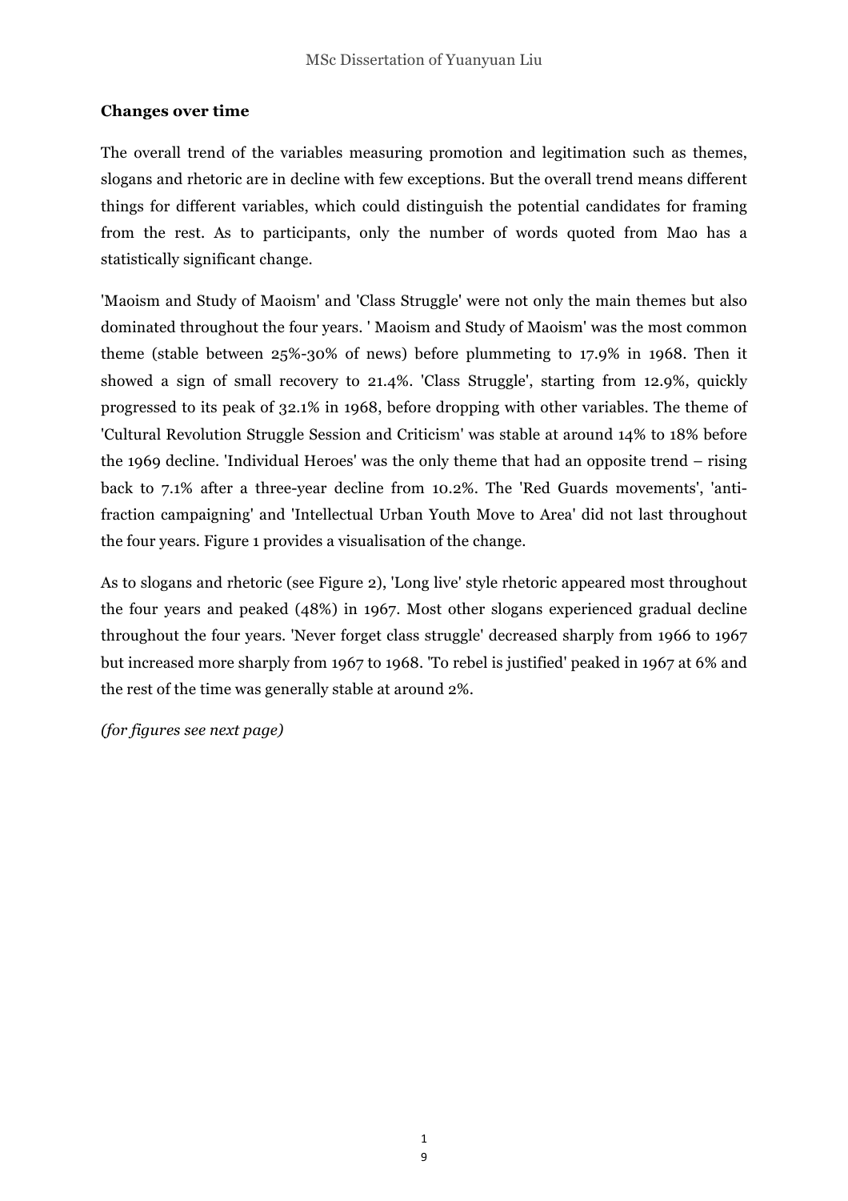**Changes over time**

The overall trend of the variables measuring promotion and legitimation such as themes, slogans and rhetoric are in decline with few exceptions. But the overall trend means different things for different variables, which could distinguish the potential candidates for framing from the rest. As to participants, only the number of words quoted from Mao has a statistically significant change.

'Maoism and Study of Maoism' and 'Class Struggle' were not only the main themes but also dominated throughout the four years. ' Maoism and Study of Maoism' was the most common theme (stable between 25%-30% of news) before plummeting to 17.9% in 1968. Then it showed a sign of small recovery to 21.4%. 'Class Struggle', starting from 12.9%, quickly progressed to its peak of 32.1% in 1968, before dropping with other variables. The theme of 'Cultural Revolution Struggle Session and Criticism' was stable at around 14% to 18% before the 1969 decline. 'Individual Heroes' was the only theme that had an opposite trend – rising back to 7.1% after a three-year decline from 10.2%. The 'Red Guards movements', 'anti-fraction campaigning' and 'Intellectual Urban Youth Move to Area' did not last throughout the four years. Figure 1 provides a visualisation of the change.

As to slogans and rhetoric (see Figure 2), 'Long live' style rhetoric appeared most throughout the four years and peaked (48%) in 1967. Most other slogans experienced gradual decline throughout the four years. 'Never forget class struggle' decreased sharply from 1966 to 1967 but increased more sharply from 1967 to 1968. 'To rebel is justified' peaked in 1967 at 6% and the rest of the time was generally stable at around 2%.

*(for figures see next page)*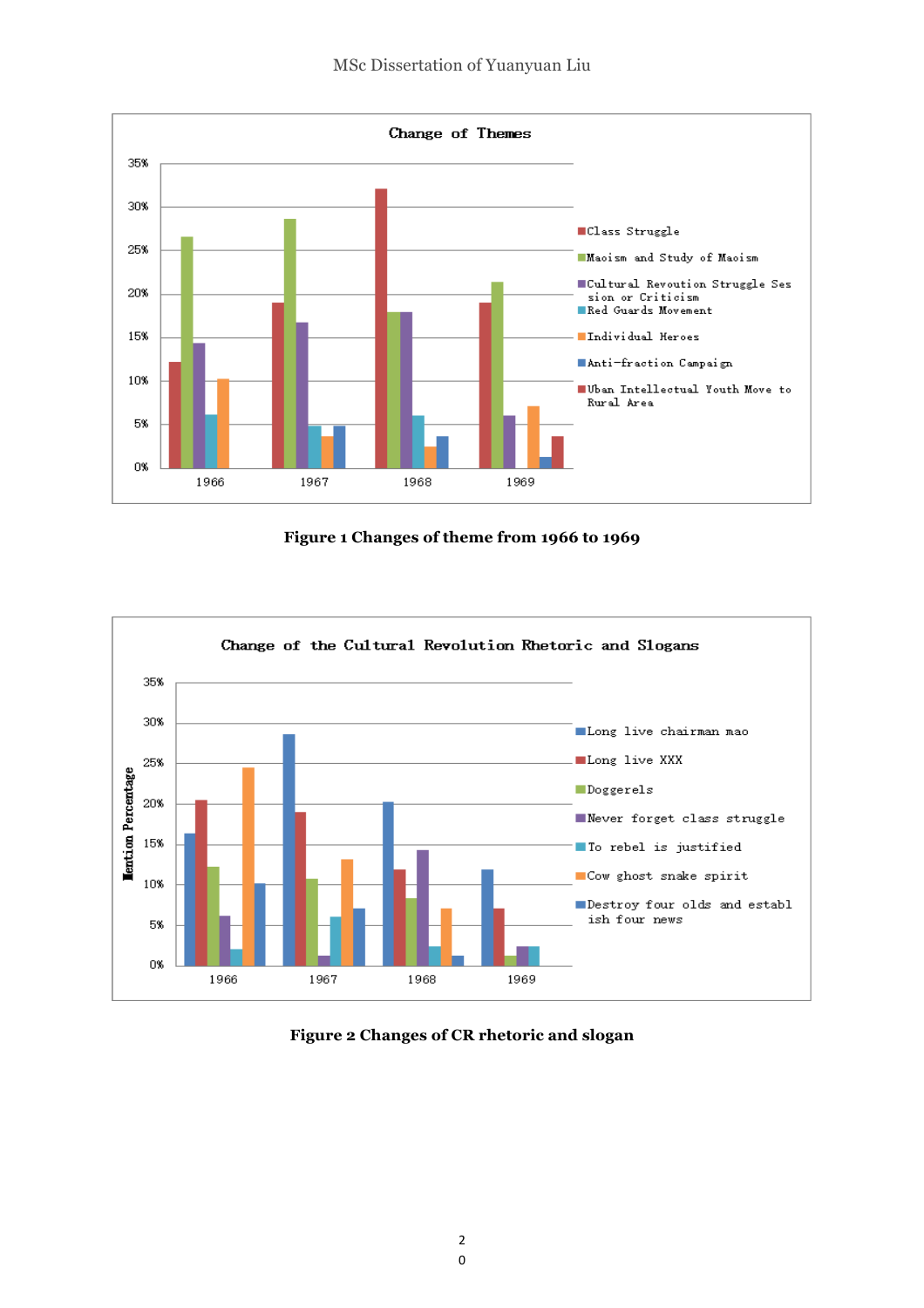Figure 1 Changes of theme from 1966 to 1969

Figure 2 Changes of CR rhetoric and slogan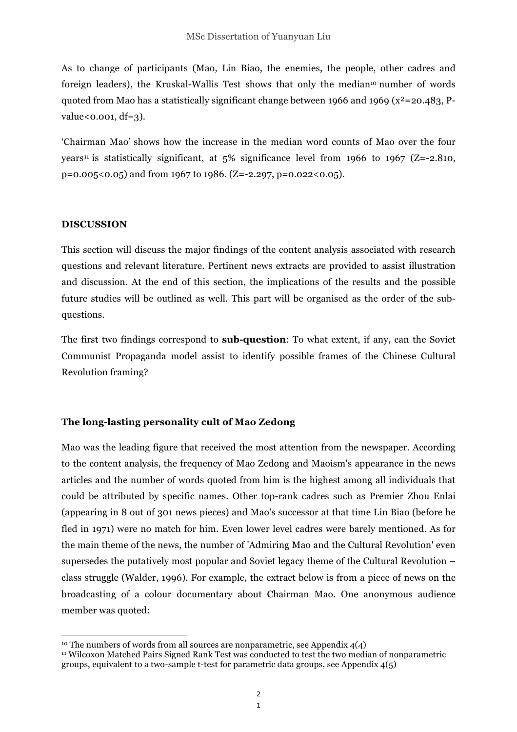As to change of participants (Mao, Lin Biao, the enemies, the people, other cadres and foreign leaders), the Kruskal-Wallis Test shows that only the median[10] number of words quoted from Mao has a statistically significant change between 1966 and 1969 ($x^2$=20.483, P-value<0.001, df=3).

'Chairman Mao' shows how the increase in the median word counts of Mao over the four years[11] is statistically significant, at 5% significance level from 1966 to 1967 (Z=-2.810, p=0.005<0.05) and from 1967 to 1986. (Z=-2.297, p=0.022<0.05).

**DISCUSSION**

This section will discuss the major findings of the content analysis associated with research questions and relevant literature. Pertinent news extracts are provided to assist illustration and discussion. At the end of this section, the implications of the results and the possible future studies will be outlined as well. This part will be organised as the order of the sub-questions.

The first two findings correspond to **sub-question**: To what extent, if any, can the Soviet Communist Propaganda model assist to identify possible frames of the Chinese Cultural Revolution framing?

**The long-lasting personality cult of Mao Zedong**

Mao was the leading figure that received the most attention from the newspaper. According to the content analysis, the frequency of Mao Zedong and Maoism's appearance in the news articles and the number of words quoted from him is the highest among all individuals that could be attributed by specific names. Other top-rank cadres such as Premier Zhou Enlai (appearing in 8 out of 301 news pieces) and Mao's successor at that time Lin Biao (before he fled in 1971) were no match for him. Even lower level cadres were barely mentioned. As for the main theme of the news, the number of 'Admiring Mao and the Cultural Revolution' even supersedes the putatively most popular and Soviet legacy theme of the Cultural Revolution – class struggle (Walder, 1996). For example, the extract below is from a piece of news on the broadcasting of a colour documentary about Chairman Mao. One anonymous audience member was quoted:

[10] The numbers of words from all sources are nonparametric, see Appendix 4(4)

[11] Wilcoxon Matched Pairs Signed Rank Test was conducted to test the two median of nonparametric groups, equivalent to a two-sample t-test for parametric data groups, see Appendix 4(5)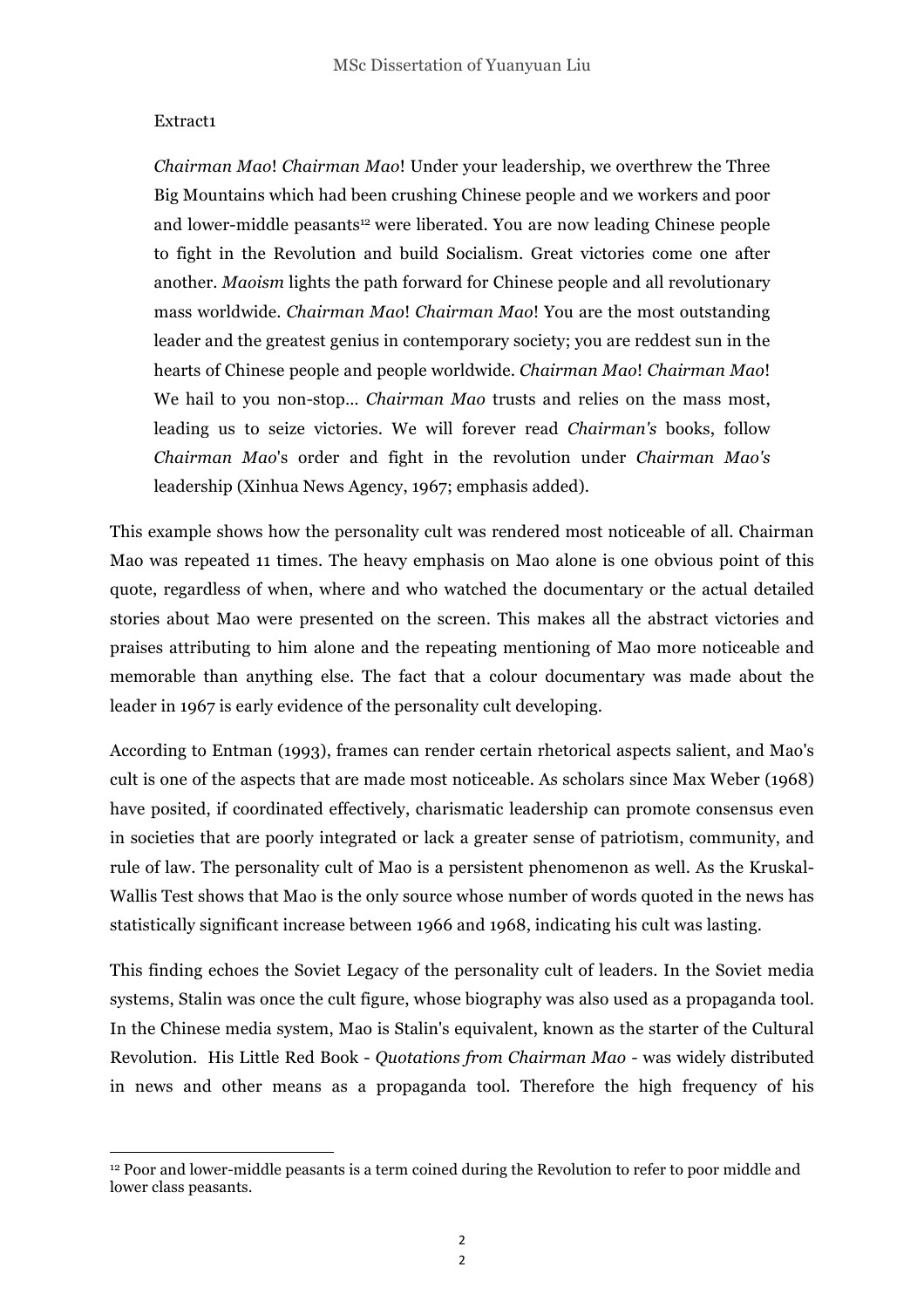Extract1

> *Chairman Mao*! *Chairman Mao*! Under your leadership, we overthrew the Three Big Mountains which had been crushing Chinese people and we workers and poor and lower-middle peasants[12] were liberated. You are now leading Chinese people to fight in the Revolution and build Socialism. Great victories come one after another. *Maoism* lights the path forward for Chinese people and all revolutionary mass worldwide. *Chairman Mao*! *Chairman Mao*! You are the most outstanding leader and the greatest genius in contemporary society; you are reddest sun in the hearts of Chinese people and people worldwide. *Chairman Mao*! *Chairman Mao*! We hail to you non-stop... *Chairman Mao* trusts and relies on the mass most, leading us to seize victories. We will forever read *Chairman's* books, follow *Chairman Mao*'s order and fight in the revolution under *Chairman Mao's* leadership (Xinhua News Agency, 1967; emphasis added).

This example shows how the personality cult was rendered most noticeable of all. Chairman Mao was repeated 11 times. The heavy emphasis on Mao alone is one obvious point of this quote, regardless of when, where and who watched the documentary or the actual detailed stories about Mao were presented on the screen. This makes all the abstract victories and praises attributing to him alone and the repeating mentioning of Mao more noticeable and memorable than anything else. The fact that a colour documentary was made about the leader in 1967 is early evidence of the personality cult developing.

According to Entman (1993), frames can render certain rhetorical aspects salient, and Mao's cult is one of the aspects that are made most noticeable. As scholars since Max Weber (1968) have posited, if coordinated effectively, charismatic leadership can promote consensus even in societies that are poorly integrated or lack a greater sense of patriotism, community, and rule of law. The personality cult of Mao is a persistent phenomenon as well. As the Kruskal-Wallis Test shows that Mao is the only source whose number of words quoted in the news has statistically significant increase between 1966 and 1968, indicating his cult was lasting.

This finding echoes the Soviet Legacy of the personality cult of leaders. In the Soviet media systems, Stalin was once the cult figure, whose biography was also used as a propaganda tool. In the Chinese media system, Mao is Stalin's equivalent, known as the starter of the Cultural Revolution. His Little Red Book - *Quotations from Chairman Mao* - was widely distributed in news and other means as a propaganda tool. Therefore the high frequency of his

[12] Poor and lower-middle peasants is a term coined during the Revolution to refer to poor middle and lower class peasants.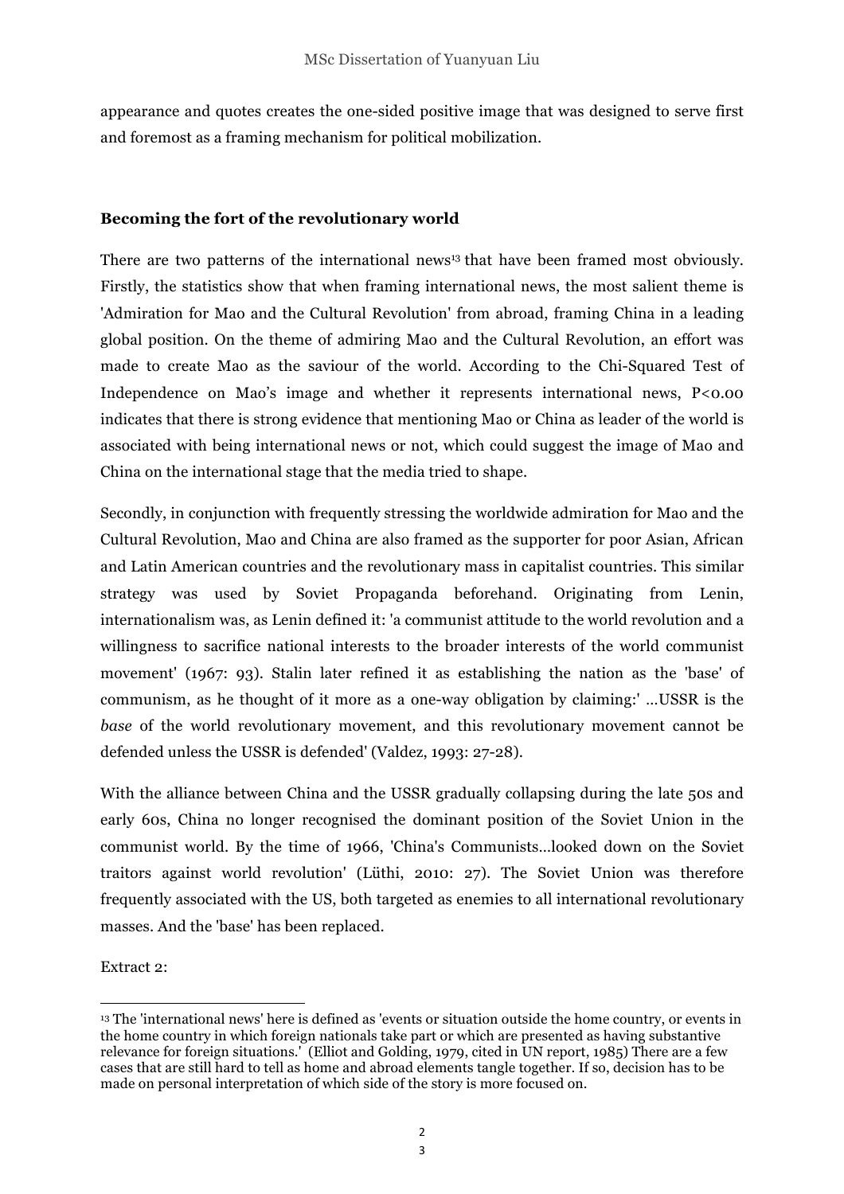appearance and quotes creates the one-sided positive image that was designed to serve first and foremost as a framing mechanism for political mobilization.

### Becoming the fort of the revolutionary world

There are two patterns of the international news[13] that have been framed most obviously. Firstly, the statistics show that when framing international news, the most salient theme is 'Admiration for Mao and the Cultural Revolution' from abroad, framing China in a leading global position. On the theme of admiring Mao and the Cultural Revolution, an effort was made to create Mao as the saviour of the world. According to the Chi-Squared Test of Independence on Mao's image and whether it represents international news, $P<0.00$ indicates that there is strong evidence that mentioning Mao or China as leader of the world is associated with being international news or not, which could suggest the image of Mao and China on the international stage that the media tried to shape.

Secondly, in conjunction with frequently stressing the worldwide admiration for Mao and the Cultural Revolution, Mao and China are also framed as the supporter for poor Asian, African and Latin American countries and the revolutionary mass in capitalist countries. This similar strategy was used by Soviet Propaganda beforehand. Originating from Lenin, internationalism was, as Lenin defined it: 'a communist attitude to the world revolution and a willingness to sacrifice national interests to the broader interests of the world communist movement' (1967: 93). Stalin later refined it as establishing the nation as the 'base' of communism, as he thought of it more as a one-way obligation by claiming:' ...USSR is the *base* of the world revolutionary movement, and this revolutionary movement cannot be defended unless the USSR is defended' (Valdez, 1993: 27-28).

With the alliance between China and the USSR gradually collapsing during the late 50s and early 60s, China no longer recognised the dominant position of the Soviet Union in the communist world. By the time of 1966, 'China's Communists...looked down on the Soviet traitors against world revolution' (Lüthi, 2010: 27). The Soviet Union was therefore frequently associated with the US, both targeted as enemies to all international revolutionary masses. And the 'base' has been replaced.

Extract 2:

---

[13] The 'international news' here is defined as 'events or situation outside the home country, or events in the home country in which foreign nationals take part or which are presented as having substantive relevance for foreign situations.' (Elliot and Golding, 1979, cited in UN report, 1985) There are a few cases that are still hard to tell as home and abroad elements tangle together. If so, decision has to be made on personal interpretation of which side of the story is more focused on.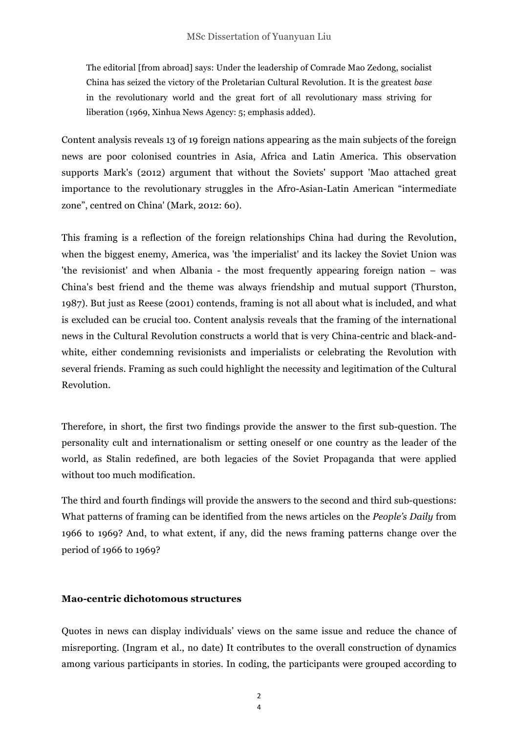> The editorial [from abroad] says: Under the leadership of Comrade Mao Zedong, socialist China has seized the victory of the Proletarian Cultural Revolution. It is the greatest *base* in the revolutionary world and the great fort of all revolutionary mass striving for liberation (1969, Xinhua News Agency: 5; emphasis added).

Content analysis reveals 13 of 19 foreign nations appearing as the main subjects of the foreign news are poor colonised countries in Asia, Africa and Latin America. This observation supports Mark's (2012) argument that without the Soviets' support 'Mao attached great importance to the revolutionary struggles in the Afro-Asian-Latin American "intermediate zone", centred on China' (Mark, 2012: 60).

This framing is a reflection of the foreign relationships China had during the Revolution, when the biggest enemy, America, was 'the imperialist' and its lackey the Soviet Union was 'the revisionist' and when Albania - the most frequently appearing foreign nation – was China's best friend and the theme was always friendship and mutual support (Thurston, 1987). But just as Reese (2001) contends, framing is not all about what is included, and what is excluded can be crucial too. Content analysis reveals that the framing of the international news in the Cultural Revolution constructs a world that is very China-centric and black-and-white, either condemning revisionists and imperialists or celebrating the Revolution with several friends. Framing as such could highlight the necessity and legitimation of the Cultural Revolution.

Therefore, in short, the first two findings provide the answer to the first sub-question. The personality cult and internationalism or setting oneself or one country as the leader of the world, as Stalin redefined, are both legacies of the Soviet Propaganda that were applied without too much modification.

The third and fourth findings will provide the answers to the second and third sub-questions: What patterns of framing can be identified from the news articles on the *People's Daily* from 1966 to 1969? And, to what extent, if any, did the news framing patterns change over the period of 1966 to 1969?

### Mao-centric dichotomous structures

Quotes in news can display individuals' views on the same issue and reduce the chance of misreporting. (Ingram et al., no date) It contributes to the overall construction of dynamics among various participants in stories. In coding, the participants were grouped according to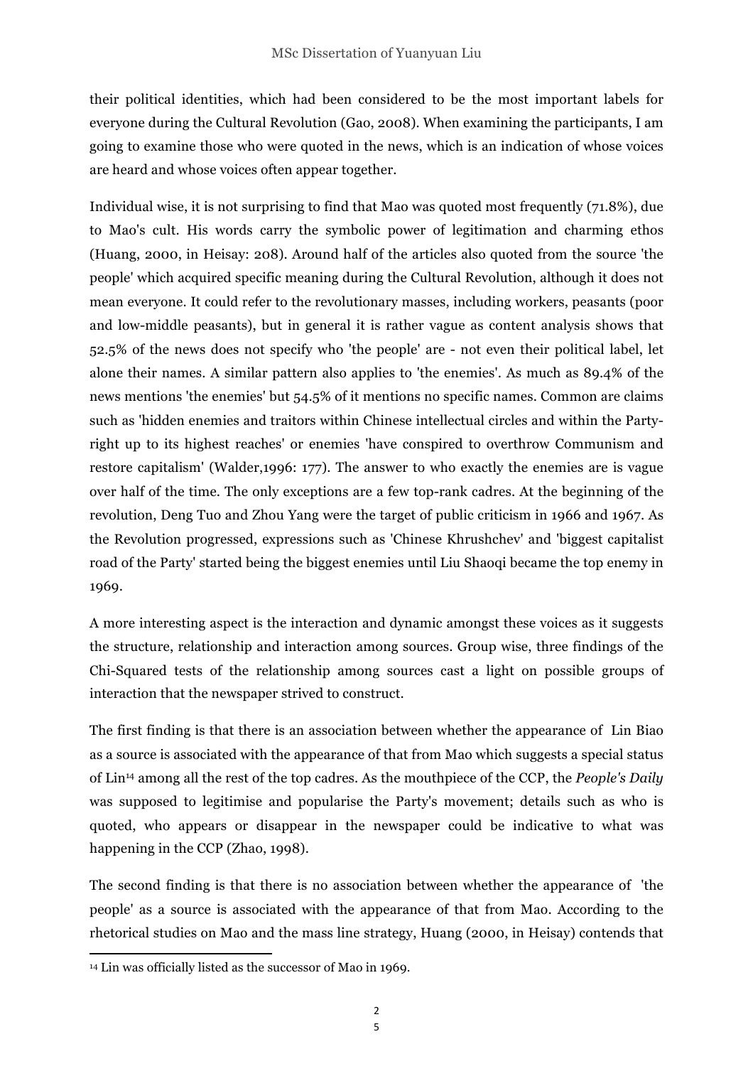their political identities, which had been considered to be the most important labels for everyone during the Cultural Revolution (Gao, 2008). When examining the participants, I am going to examine those who were quoted in the news, which is an indication of whose voices are heard and whose voices often appear together.

Individual wise, it is not surprising to find that Mao was quoted most frequently (71.8%), due to Mao's cult. His words carry the symbolic power of legitimation and charming ethos (Huang, 2000, in Heisay: 208). Around half of the articles also quoted from the source 'the people' which acquired specific meaning during the Cultural Revolution, although it does not mean everyone. It could refer to the revolutionary masses, including workers, peasants (poor and low-middle peasants), but in general it is rather vague as content analysis shows that 52.5% of the news does not specify who 'the people' are - not even their political label, let alone their names. A similar pattern also applies to 'the enemies'. As much as 89.4% of the news mentions 'the enemies' but 54.5% of it mentions no specific names. Common are claims such as 'hidden enemies and traitors within Chinese intellectual circles and within the Party-right up to its highest reaches' or enemies 'have conspired to overthrow Communism and restore capitalism' (Walder,1996: 177). The answer to who exactly the enemies are is vague over half of the time. The only exceptions are a few top-rank cadres. At the beginning of the revolution, Deng Tuo and Zhou Yang were the target of public criticism in 1966 and 1967. As the Revolution progressed, expressions such as 'Chinese Khrushchev' and 'biggest capitalist road of the Party' started being the biggest enemies until Liu Shaoqi became the top enemy in 1969.

A more interesting aspect is the interaction and dynamic amongst these voices as it suggests the structure, relationship and interaction among sources. Group wise, three findings of the Chi-Squared tests of the relationship among sources cast a light on possible groups of interaction that the newspaper strived to construct.

The first finding is that there is an association between whether the appearance of Lin Biao as a source is associated with the appearance of that from Mao which suggests a special status of Lin[14] among all the rest of the top cadres. As the mouthpiece of the CCP, the *People's Daily* was supposed to legitimise and popularise the Party's movement; details such as who is quoted, who appears or disappear in the newspaper could be indicative to what was happening in the CCP (Zhao, 1998).

The second finding is that there is no association between whether the appearance of 'the people' as a source is associated with the appearance of that from Mao. According to the rhetorical studies on Mao and the mass line strategy, Huang (2000, in Heisay) contends that

[14] Lin was officially listed as the successor of Mao in 1969.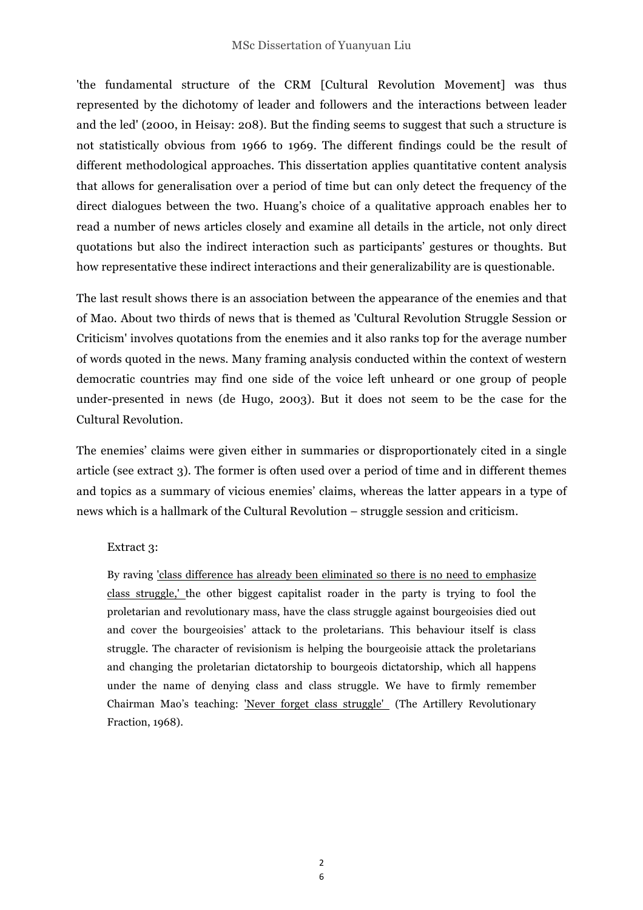'the fundamental structure of the CRM [Cultural Revolution Movement] was thus represented by the dichotomy of leader and followers and the interactions between leader and the led' (2000, in Heisay: 208). But the finding seems to suggest that such a structure is not statistically obvious from 1966 to 1969. The different findings could be the result of different methodological approaches. This dissertation applies quantitative content analysis that allows for generalisation over a period of time but can only detect the frequency of the direct dialogues between the two. Huang's choice of a qualitative approach enables her to read a number of news articles closely and examine all details in the article, not only direct quotations but also the indirect interaction such as participants' gestures or thoughts. But how representative these indirect interactions and their generalizability are is questionable.

The last result shows there is an association between the appearance of the enemies and that of Mao. About two thirds of news that is themed as 'Cultural Revolution Struggle Session or Criticism' involves quotations from the enemies and it also ranks top for the average number of words quoted in the news. Many framing analysis conducted within the context of western democratic countries may find one side of the voice left unheard or one group of people under-presented in news (de Hugo, 2003). But it does not seem to be the case for the Cultural Revolution.

The enemies' claims were given either in summaries or disproportionately cited in a single article (see extract 3). The former is often used over a period of time and in different themes and topics as a summary of vicious enemies' claims, whereas the latter appears in a type of news which is a hallmark of the Cultural Revolution – struggle session and criticism.

Extract 3:

> By raving <u>'class difference has already been eliminated so there is no need to emphasize class struggle,'</u> the other biggest capitalist roader in the party is trying to fool the proletarian and revolutionary mass, have the class struggle against bourgeoisies died out and cover the bourgeoisies' attack to the proletarians. This behaviour itself is class struggle. The character of revisionism is helping the bourgeoisie attack the proletarians and changing the proletarian dictatorship to bourgeois dictatorship, which all happens under the name of denying class and class struggle. We have to firmly remember Chairman Mao's teaching: <u>'Never forget class struggle'</u> (The Artillery Revolutionary Fraction, 1968).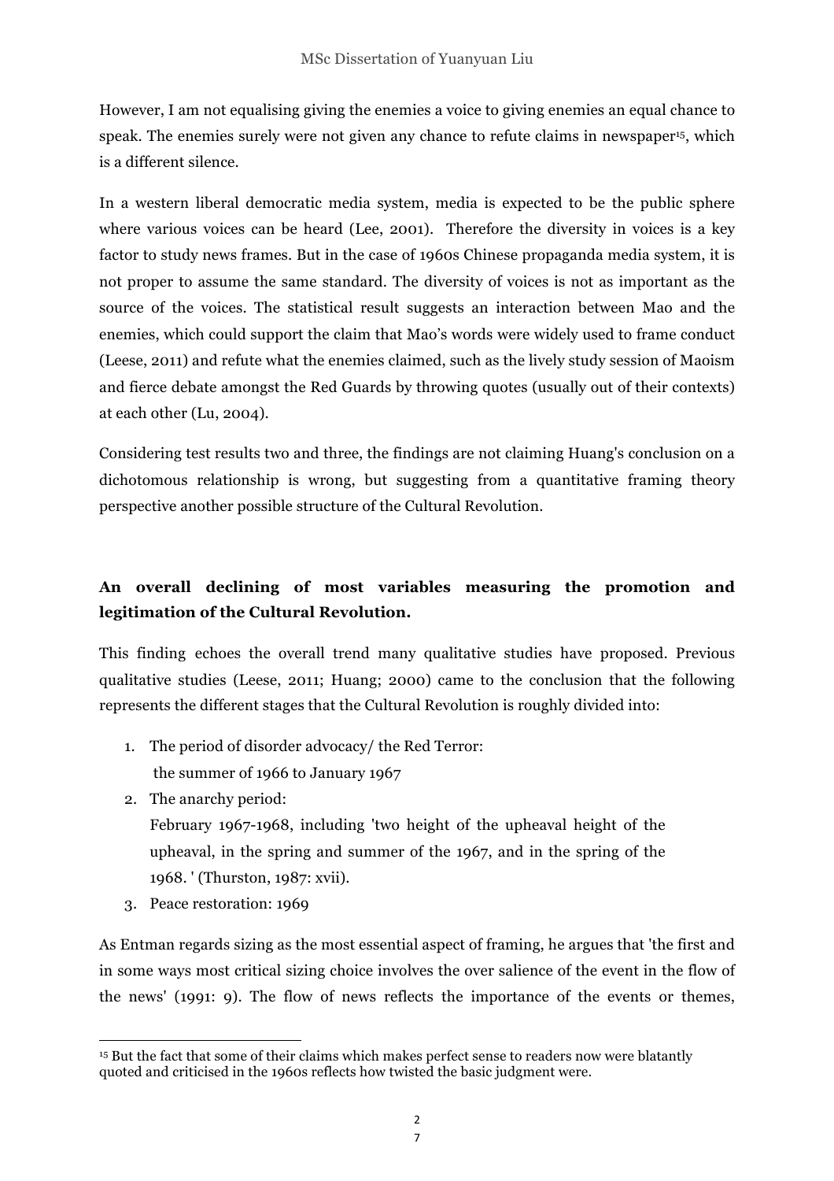However, I am not equalising giving the enemies a voice to giving enemies an equal chance to speak. The enemies surely were not given any chance to refute claims in newspaper[15], which is a different silence.

In a western liberal democratic media system, media is expected to be the public sphere where various voices can be heard (Lee, 2001). Therefore the diversity in voices is a key factor to study news frames. But in the case of 1960s Chinese propaganda media system, it is not proper to assume the same standard. The diversity of voices is not as important as the source of the voices. The statistical result suggests an interaction between Mao and the enemies, which could support the claim that Mao's words were widely used to frame conduct (Leese, 2011) and refute what the enemies claimed, such as the lively study session of Maoism and fierce debate amongst the Red Guards by throwing quotes (usually out of their contexts) at each other (Lu, 2004).

Considering test results two and three, the findings are not claiming Huang's conclusion on a dichotomous relationship is wrong, but suggesting from a quantitative framing theory perspective another possible structure of the Cultural Revolution.

**An overall declining of most variables measuring the promotion and legitimation of the Cultural Revolution.**

This finding echoes the overall trend many qualitative studies have proposed. Previous qualitative studies (Leese, 2011; Huang; 2000) came to the conclusion that the following represents the different stages that the Cultural Revolution is roughly divided into:

1. The period of disorder advocacy/ the Red Terror:
   the summer of 1966 to January 1967
2. The anarchy period:
   February 1967-1968, including 'two height of the upheaval height of the upheaval, in the spring and summer of the 1967, and in the spring of the 1968. ' (Thurston, 1987: xvii).
3. Peace restoration: 1969

As Entman regards sizing as the most essential aspect of framing, he argues that 'the first and in some ways most critical sizing choice involves the over salience of the event in the flow of the news' (1991: 9). The flow of news reflects the importance of the events or themes,

[15] But the fact that some of their claims which makes perfect sense to readers now were blatantly quoted and criticised in the 1960s reflects how twisted the basic judgment were.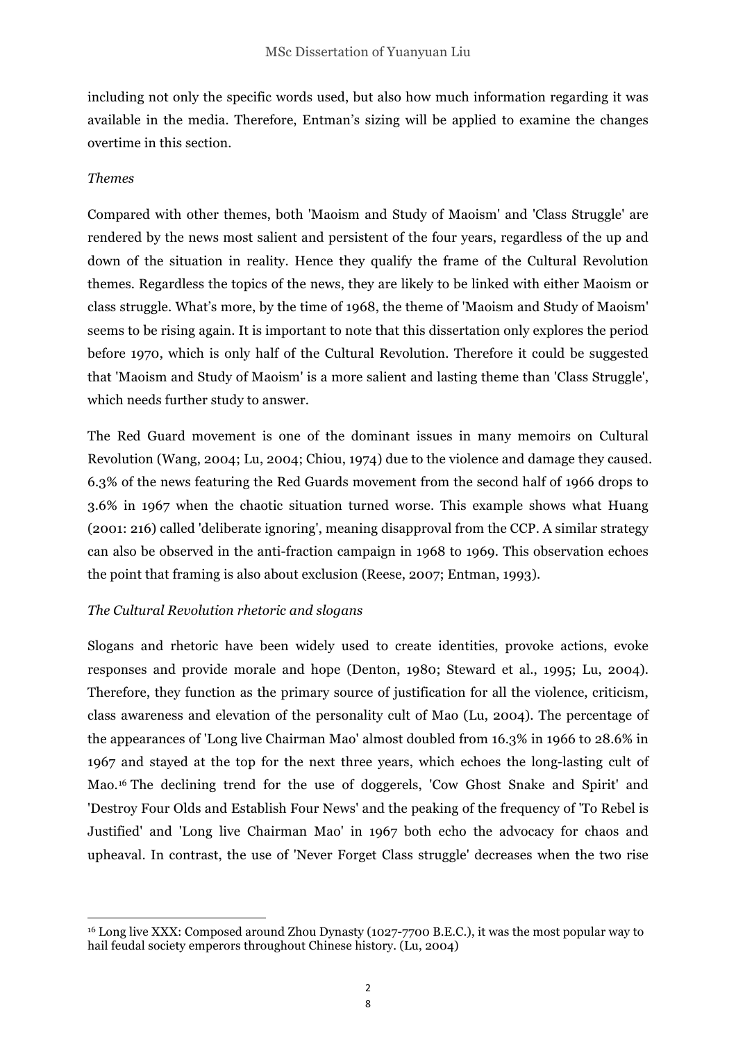including not only the specific words used, but also how much information regarding it was available in the media. Therefore, Entman's sizing will be applied to examine the changes overtime in this section.

*Themes*

Compared with other themes, both 'Maoism and Study of Maoism' and 'Class Struggle' are rendered by the news most salient and persistent of the four years, regardless of the up and down of the situation in reality. Hence they qualify the frame of the Cultural Revolution themes. Regardless the topics of the news, they are likely to be linked with either Maoism or class struggle. What's more, by the time of 1968, the theme of 'Maoism and Study of Maoism' seems to be rising again. It is important to note that this dissertation only explores the period before 1970, which is only half of the Cultural Revolution. Therefore it could be suggested that 'Maoism and Study of Maoism' is a more salient and lasting theme than 'Class Struggle', which needs further study to answer.

The Red Guard movement is one of the dominant issues in many memoirs on Cultural Revolution (Wang, 2004; Lu, 2004; Chiou, 1974) due to the violence and damage they caused. 6.3% of the news featuring the Red Guards movement from the second half of 1966 drops to 3.6% in 1967 when the chaotic situation turned worse. This example shows what Huang (2001: 216) called 'deliberate ignoring', meaning disapproval from the CCP. A similar strategy can also be observed in the anti-fraction campaign in 1968 to 1969. This observation echoes the point that framing is also about exclusion (Reese, 2007; Entman, 1993).

*The Cultural Revolution rhetoric and slogans*

Slogans and rhetoric have been widely used to create identities, provoke actions, evoke responses and provide morale and hope (Denton, 1980; Steward et al., 1995; Lu, 2004). Therefore, they function as the primary source of justification for all the violence, criticism, class awareness and elevation of the personality cult of Mao (Lu, 2004). The percentage of the appearances of 'Long live Chairman Mao' almost doubled from 16.3% in 1966 to 28.6% in 1967 and stayed at the top for the next three years, which echoes the long-lasting cult of Mao.[16] The declining trend for the use of doggerels, 'Cow Ghost Snake and Spirit' and 'Destroy Four Olds and Establish Four News' and the peaking of the frequency of 'To Rebel is Justified' and 'Long live Chairman Mao' in 1967 both echo the advocacy for chaos and upheaval. In contrast, the use of 'Never Forget Class struggle' decreases when the two rise

[16] Long live XXX: Composed around Zhou Dynasty (1027-7700 B.E.C.), it was the most popular way to hail feudal society emperors throughout Chinese history. (Lu, 2004)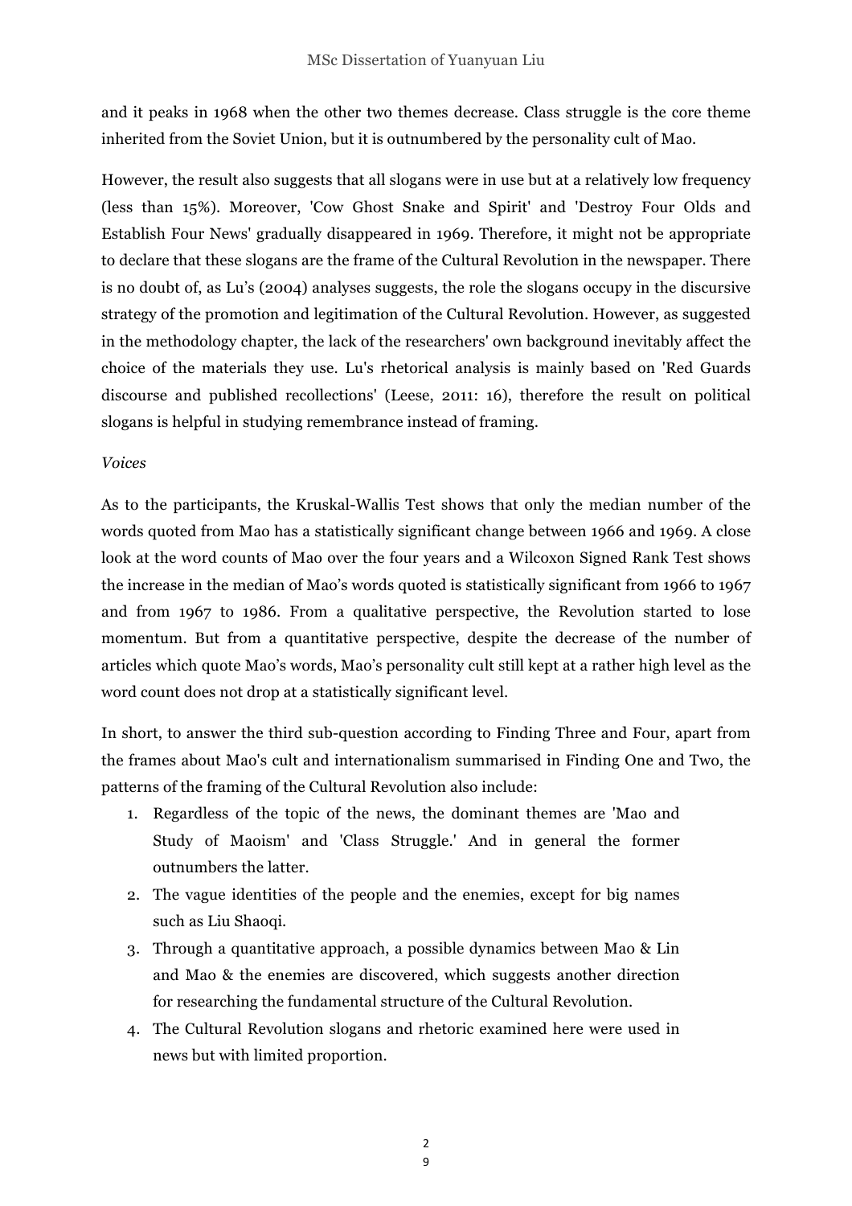and it peaks in 1968 when the other two themes decrease. Class struggle is the core theme inherited from the Soviet Union, but it is outnumbered by the personality cult of Mao.

However, the result also suggests that all slogans were in use but at a relatively low frequency (less than 15%). Moreover, 'Cow Ghost Snake and Spirit' and 'Destroy Four Olds and Establish Four News' gradually disappeared in 1969. Therefore, it might not be appropriate to declare that these slogans are the frame of the Cultural Revolution in the newspaper. There is no doubt of, as Lu's (2004) analyses suggests, the role the slogans occupy in the discursive strategy of the promotion and legitimation of the Cultural Revolution. However, as suggested in the methodology chapter, the lack of the researchers' own background inevitably affect the choice of the materials they use. Lu's rhetorical analysis is mainly based on 'Red Guards discourse and published recollections' (Leese, 2011: 16), therefore the result on political slogans is helpful in studying remembrance instead of framing.

*Voices*

As to the participants, the Kruskal-Wallis Test shows that only the median number of the words quoted from Mao has a statistically significant change between 1966 and 1969. A close look at the word counts of Mao over the four years and a Wilcoxon Signed Rank Test shows the increase in the median of Mao's words quoted is statistically significant from 1966 to 1967 and from 1967 to 1986. From a qualitative perspective, the Revolution started to lose momentum. But from a quantitative perspective, despite the decrease of the number of articles which quote Mao's words, Mao's personality cult still kept at a rather high level as the word count does not drop at a statistically significant level.

In short, to answer the third sub-question according to Finding Three and Four, apart from the frames about Mao's cult and internationalism summarised in Finding One and Two, the patterns of the framing of the Cultural Revolution also include:

1. Regardless of the topic of the news, the dominant themes are 'Mao and Study of Maoism' and 'Class Struggle.' And in general the former outnumbers the latter.
2. The vague identities of the people and the enemies, except for big names such as Liu Shaoqi.
3. Through a quantitative approach, a possible dynamics between Mao & Lin and Mao & the enemies are discovered, which suggests another direction for researching the fundamental structure of the Cultural Revolution.
4. The Cultural Revolution slogans and rhetoric examined here were used in news but with limited proportion.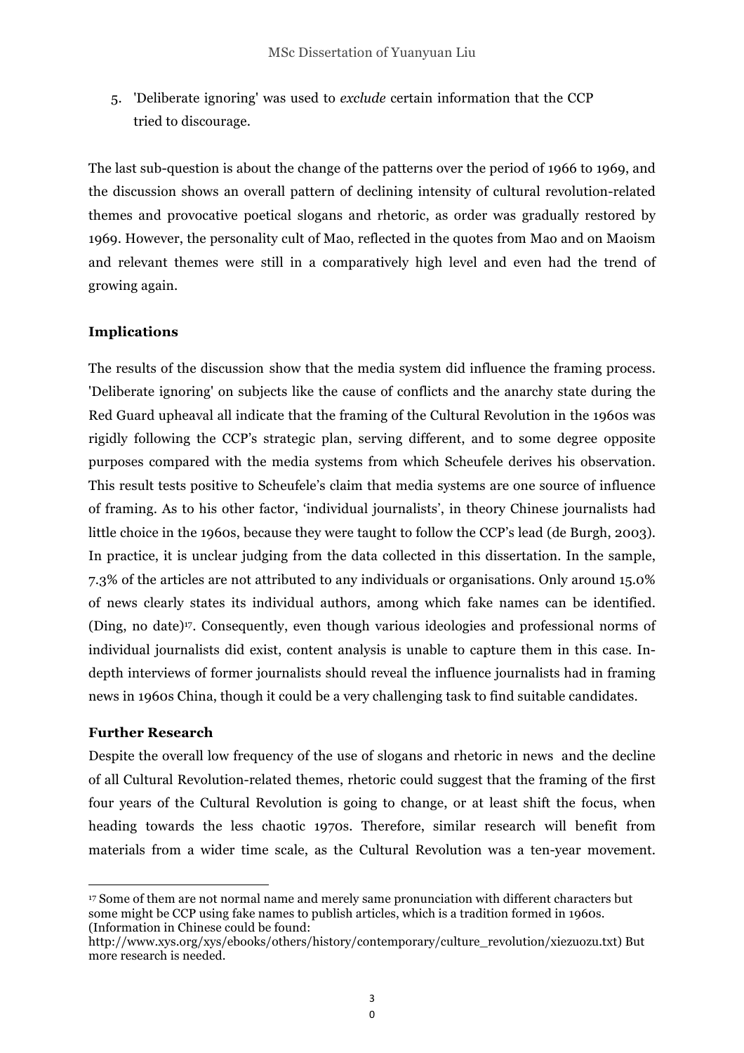5. 'Deliberate ignoring' was used to *exclude* certain information that the CCP tried to discourage.

The last sub-question is about the change of the patterns over the period of 1966 to 1969, and the discussion shows an overall pattern of declining intensity of cultural revolution-related themes and provocative poetical slogans and rhetoric, as order was gradually restored by 1969. However, the personality cult of Mao, reflected in the quotes from Mao and on Maoism and relevant themes were still in a comparatively high level and even had the trend of growing again.

**Implications**

The results of the discussion show that the media system did influence the framing process. 'Deliberate ignoring' on subjects like the cause of conflicts and the anarchy state during the Red Guard upheaval all indicate that the framing of the Cultural Revolution in the 1960s was rigidly following the CCP's strategic plan, serving different, and to some degree opposite purposes compared with the media systems from which Scheufele derives his observation. This result tests positive to Scheufele's claim that media systems are one source of influence of framing. As to his other factor, 'individual journalists', in theory Chinese journalists had little choice in the 1960s, because they were taught to follow the CCP's lead (de Burgh, 2003). In practice, it is unclear judging from the data collected in this dissertation. In the sample, 7.3% of the articles are not attributed to any individuals or organisations. Only around 15.0% of news clearly states its individual authors, among which fake names can be identified. (Ding, no date)[17]. Consequently, even though various ideologies and professional norms of individual journalists did exist, content analysis is unable to capture them in this case. In-depth interviews of former journalists should reveal the influence journalists had in framing news in 1960s China, though it could be a very challenging task to find suitable candidates.

**Further Research**

Despite the overall low frequency of the use of slogans and rhetoric in news and the decline of all Cultural Revolution-related themes, rhetoric could suggest that the framing of the first four years of the Cultural Revolution is going to change, or at least shift the focus, when heading towards the less chaotic 1970s. Therefore, similar research will benefit from materials from a wider time scale, as the Cultural Revolution was a ten-year movement.

[17] Some of them are not normal name and merely same pronunciation with different characters but some might be CCP using fake names to publish articles, which is a tradition formed in 1960s. (Information in Chinese could be found: http://www.xys.org/xys/ebooks/others/history/contemporary/culture_revolution/xiezuozu.txt) But more research is needed.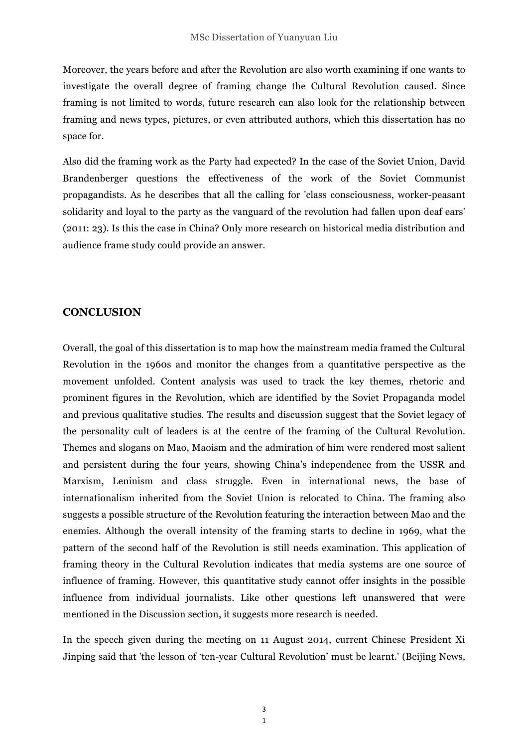Moreover, the years before and after the Revolution are also worth examining if one wants to investigate the overall degree of framing change the Cultural Revolution caused. Since framing is not limited to words, future research can also look for the relationship between framing and news types, pictures, or even attributed authors, which this dissertation has no space for.

Also did the framing work as the Party had expected? In the case of the Soviet Union, David Brandenberger questions the effectiveness of the work of the Soviet Communist propagandists. As he describes that all the calling for 'class consciousness, worker-peasant solidarity and loyal to the party as the vanguard of the revolution had fallen upon deaf ears' (2011: 23). Is this the case in China? Only more research on historical media distribution and audience frame study could provide an answer.

## CONCLUSION

Overall, the goal of this dissertation is to map how the mainstream media framed the Cultural Revolution in the 1960s and monitor the changes from a quantitative perspective as the movement unfolded. Content analysis was used to track the key themes, rhetoric and prominent figures in the Revolution, which are identified by the Soviet Propaganda model and previous qualitative studies. The results and discussion suggest that the Soviet legacy of the personality cult of leaders is at the centre of the framing of the Cultural Revolution. Themes and slogans on Mao, Maoism and the admiration of him were rendered most salient and persistent during the four years, showing China's independence from the USSR and Marxism, Leninism and class struggle. Even in international news, the base of internationalism inherited from the Soviet Union is relocated to China. The framing also suggests a possible structure of the Revolution featuring the interaction between Mao and the enemies. Although the overall intensity of the framing starts to decline in 1969, what the pattern of the second half of the Revolution is still needs examination. This application of framing theory in the Cultural Revolution indicates that media systems are one source of influence of framing. However, this quantitative study cannot offer insights in the possible influence from individual journalists. Like other questions left unanswered that were mentioned in the Discussion section, it suggests more research is needed.

In the speech given during the meeting on 11 August 2014, current Chinese President Xi Jinping said that 'the lesson of 'ten-year Cultural Revolution' must be learnt.' (Beijing News,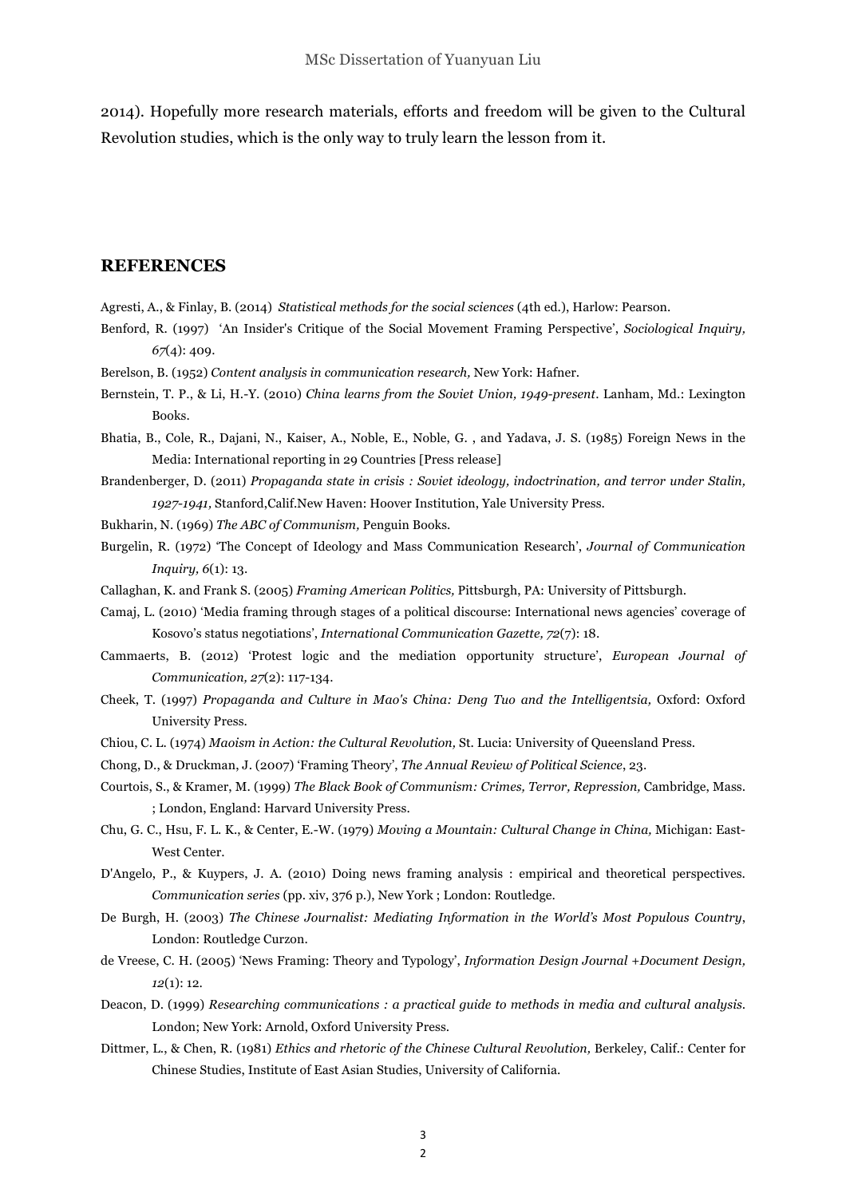2014). Hopefully more research materials, efforts and freedom will be given to the Cultural Revolution studies, which is the only way to truly learn the lesson from it.

## REFERENCES

Agresti, A., & Finlay, B. (2014) *Statistical methods for the social sciences* (4th ed.), Harlow: Pearson.

Benford, R. (1997) 'An Insider's Critique of the Social Movement Framing Perspective', *Sociological Inquiry, 67*(4): 409.

Berelson, B. (1952) *Content analysis in communication research,* New York: Hafner.

Bernstein, T. P., & Li, H.-Y. (2010) *China learns from the Soviet Union, 1949-present*. Lanham, Md.: Lexington Books.

Bhatia, B., Cole, R., Dajani, N., Kaiser, A., Noble, E., Noble, G. , and Yadava, J. S. (1985) Foreign News in the Media: International reporting in 29 Countries [Press release]

Brandenberger, D. (2011) *Propaganda state in crisis : Soviet ideology, indoctrination, and terror under Stalin, 1927-1941,* Stanford,Calif.New Haven: Hoover Institution, Yale University Press.

Bukharin, N. (1969) *The ABC of Communism,* Penguin Books.

Burgelin, R. (1972) 'The Concept of Ideology and Mass Communication Research', *Journal of Communication Inquiry, 6*(1): 13.

Callaghan, K. and Frank S. (2005) *Framing American Politics,* Pittsburgh, PA: University of Pittsburgh.

Camaj, L. (2010) 'Media framing through stages of a political discourse: International news agencies' coverage of Kosovo's status negotiations', *International Communication Gazette, 72*(7): 18.

Cammaerts, B. (2012) 'Protest logic and the mediation opportunity structure', *European Journal of Communication, 27*(2): 117-134.

Cheek, T. (1997) *Propaganda and Culture in Mao's China: Deng Tuo and the Intelligentsia,* Oxford: Oxford University Press.

Chiou, C. L. (1974) *Maoism in Action: the Cultural Revolution,* St. Lucia: University of Queensland Press.

Chong, D., & Druckman, J. (2007) 'Framing Theory', *The Annual Review of Political Science*, 23.

Courtois, S., & Kramer, M. (1999) *The Black Book of Communism: Crimes, Terror, Repression,* Cambridge, Mass. ; London, England: Harvard University Press.

Chu, G. C., Hsu, F. L. K., & Center, E.-W. (1979) *Moving a Mountain: Cultural Change in China,* Michigan: East-West Center.

D'Angelo, P., & Kuypers, J. A. (2010) Doing news framing analysis : empirical and theoretical perspectives. *Communication series* (pp. xiv, 376 p.), New York ; London: Routledge.

De Burgh, H. (2003) *The Chinese Journalist: Mediating Information in the World's Most Populous Country*, London: Routledge Curzon.

de Vreese, C. H. (2005) 'News Framing: Theory and Typology', *Information Design Journal +Document Design, 12*(1): 12.

Deacon, D. (1999) *Researching communications : a practical guide to methods in media and cultural analysis*. London; New York: Arnold, Oxford University Press.

Dittmer, L., & Chen, R. (1981) *Ethics and rhetoric of the Chinese Cultural Revolution,* Berkeley, Calif.: Center for Chinese Studies, Institute of East Asian Studies, University of California.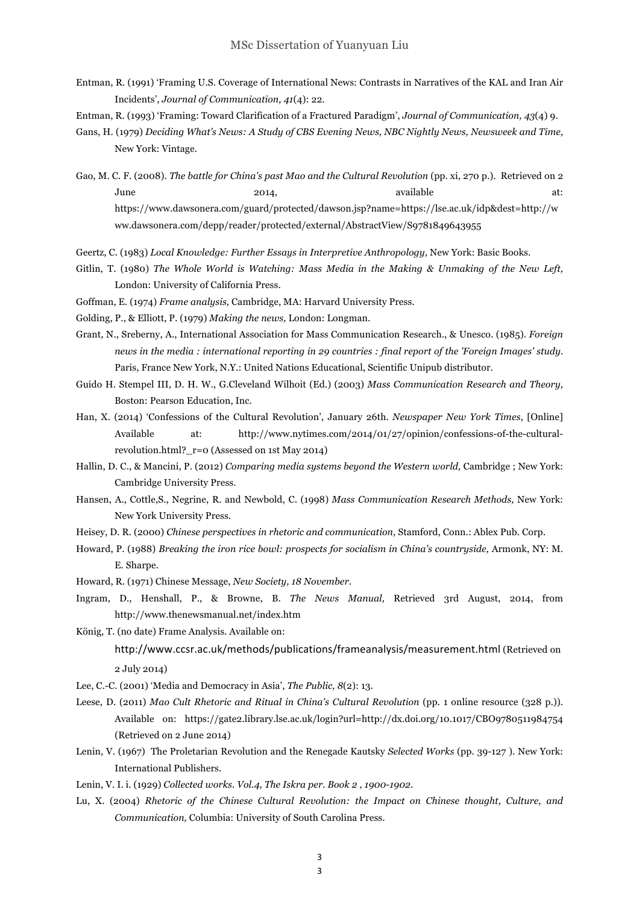Entman, R. (1991) 'Framing U.S. Coverage of International News: Contrasts in Narratives of the KAL and Iran Air Incidents', *Journal of Communication, 41*(4): 22.

Entman, R. (1993) 'Framing: Toward Clarification of a Fractured Paradigm', *Journal of Communication, 43*(4) 9.

Gans, H. (1979) *Deciding What's News: A Study of CBS Evening News, NBC Nightly News, Newsweek and Time*, New York: Vintage.

Gao, M. C. F. (2008). *The battle for China's past Mao and the Cultural Revolution* (pp. xi, 270 p.). Retrieved on 2 June 2014, available at: https://www.dawsonera.com/guard/protected/dawson.jsp?name=https://lse.ac.uk/idp&dest=http://www.dawsonera.com/depp/reader/protected/external/AbstractView/S9781849643955

Geertz, C. (1983) *Local Knowledge: Further Essays in Interpretive Anthropology,* New York: Basic Books.

Gitlin, T. (1980) *The Whole World is Watching: Mass Media in the Making & Unmaking of the New Left,* London: University of California Press.

Goffman, E. (1974) *Frame analysis,* Cambridge, MA: Harvard University Press.

Golding, P., & Elliott, P. (1979) *Making the news,* London: Longman.

Grant, N., Sreberny, A., International Association for Mass Communication Research., & Unesco. (1985). *Foreign news in the media : international reporting in 29 countries : final report of the 'Foreign Images' study.* Paris, France New York, N.Y.: United Nations Educational, Scientific Unipub distributor.

Guido H. Stempel III, D. H. W., G.Cleveland Wilhoit (Ed.) (2003) *Mass Communication Research and Theory,* Boston: Pearson Education, Inc.

Han, X. (2014) 'Confessions of the Cultural Revolution', January 26th. *Newspaper New York Times*, [Online] Available at: http://www.nytimes.com/2014/01/27/opinion/confessions-of-the-cultural-revolution.html?_r=0 (Assessed on 1st May 2014)

Hallin, D. C., & Mancini, P. (2012) *Comparing media systems beyond the Western world,* Cambridge ; New York: Cambridge University Press.

Hansen, A., Cottle,S., Negrine, R. and Newbold, C. (1998) *Mass Communication Research Methods,* New York: New York University Press.

Heisey, D. R. (2000) *Chinese perspectives in rhetoric and communication,* Stamford, Conn.: Ablex Pub. Corp.

Howard, P. (1988) *Breaking the iron rice bowl: prospects for socialism in China's countryside,* Armonk, NY: M. E. Sharpe.

Howard, R. (1971) Chinese Message, *New Society, 18 November*.

Ingram, D., Henshall, P., & Browne, B. *The News Manual,* Retrieved 3rd August, 2014, from http://www.thenewsmanual.net/index.htm

König, T. (no date) Frame Analysis. Available on: http://www.ccsr.ac.uk/methods/publications/frameanalysis/measurement.html (Retrieved on 2 July 2014)

Lee, C.-C. (2001) 'Media and Democracy in Asia', *The Public, 8*(2): 13.

Leese, D. (2011) *Mao Cult Rhetoric and Ritual in China's Cultural Revolution* (pp. 1 online resource (328 p.)). Available on: https://gate2.library.lse.ac.uk/login?url=http://dx.doi.org/10.1017/CBO9780511984754 (Retrieved on 2 June 2014)

Lenin, V. (1967) The Proletarian Revolution and the Renegade Kautsky *Selected Works* (pp. 39-127 ). New York: International Publishers.

Lenin, V. I. i. (1929) *Collected works. Vol.4, The Iskra per. Book 2 , 1900-1902*.

Lu, X. (2004) *Rhetoric of the Chinese Cultural Revolution: the Impact on Chinese thought, Culture, and Communication,* Columbia: University of South Carolina Press.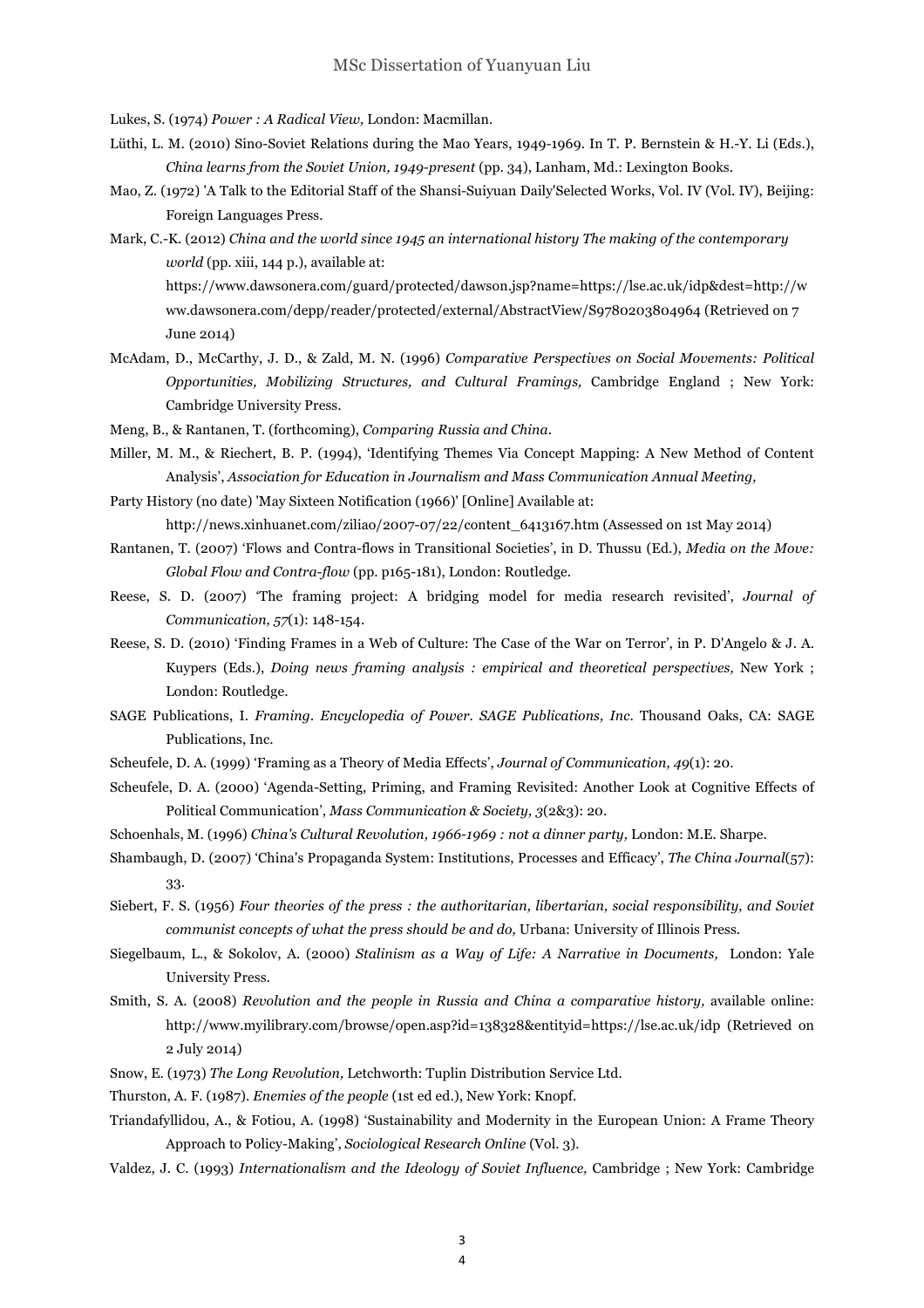Lukes, S. (1974) *Power : A Radical View,* London: Macmillan.

Lüthi, L. M. (2010) Sino-Soviet Relations during the Mao Years, 1949-1969. In T. P. Bernstein & H.-Y. Li (Eds.), *China learns from the Soviet Union, 1949-present* (pp. 34), Lanham, Md.: Lexington Books.

Mao, Z. (1972) 'A Talk to the Editorial Staff of the Shansi-Suiyuan Daily'Selected Works, Vol. IV (Vol. IV), Beijing: Foreign Languages Press.

Mark, C.-K. (2012) *China and the world since 1945 an international history The making of the contemporary world* (pp. xiii, 144 p.), available at: https://www.dawsonera.com/guard/protected/dawson.jsp?name=https://lse.ac.uk/idp&dest=http://www.dawsonera.com/depp/reader/protected/external/AbstractView/S9780203804964 (Retrieved on 7 June 2014)

McAdam, D., McCarthy, J. D., & Zald, M. N. (1996) *Comparative Perspectives on Social Movements: Political Opportunities, Mobilizing Structures, and Cultural Framings,* Cambridge England ; New York: Cambridge University Press.

Meng, B., & Rantanen, T. (forthcoming), *Comparing Russia and China*.

Miller, M. M., & Riechert, B. P. (1994), 'Identifying Themes Via Concept Mapping: A New Method of Content Analysis', *Association for Education in Journalism and Mass Communication Annual Meeting,*

Party History (no date) 'May Sixteen Notification (1966)' [Online] Available at: http://news.xinhuanet.com/ziliao/2007-07/22/content_6413167.htm (Assessed on 1st May 2014)

Rantanen, T. (2007) 'Flows and Contra-flows in Transitional Societies', in D. Thussu (Ed.), *Media on the Move: Global Flow and Contra-flow* (pp. p165-181), London: Routledge.

Reese, S. D. (2007) 'The framing project: A bridging model for media research revisited', *Journal of Communication, 57*(1): 148-154.

Reese, S. D. (2010) 'Finding Frames in a Web of Culture: The Case of the War on Terror', in P. D'Angelo & J. A. Kuypers (Eds.), *Doing news framing analysis : empirical and theoretical perspectives,* New York ; London: Routledge.

SAGE Publications, I. *Framing*. *Encyclopedia of Power. SAGE Publications, Inc*. Thousand Oaks, CA: SAGE Publications, Inc.

Scheufele, D. A. (1999) 'Framing as a Theory of Media Effects', *Journal of Communication, 49*(1): 20.

Scheufele, D. A. (2000) 'Agenda-Setting, Priming, and Framing Revisited: Another Look at Cognitive Effects of Political Communication', *Mass Communication & Society, 3*(2&3): 20.

Schoenhals, M. (1996) *China's Cultural Revolution, 1966-1969 : not a dinner party,* London: M.E. Sharpe.

Shambaugh, D. (2007) 'China's Propaganda System: Institutions, Processes and Efficacy', *The China Journal*(57): 33.

Siebert, F. S. (1956) *Four theories of the press : the authoritarian, libertarian, social responsibility, and Soviet communist concepts of what the press should be and do,* Urbana: University of Illinois Press.

Siegelbaum, L., & Sokolov, A. (2000) *Stalinism as a Way of Life: A Narrative in Documents,* London: Yale University Press.

Smith, S. A. (2008) *Revolution and the people in Russia and China a comparative history,* available online: http://www.myilibrary.com/browse/open.asp?id=138328&entityid=https://lse.ac.uk/idp (Retrieved on 2 July 2014)

Snow, E. (1973) *The Long Revolution,* Letchworth: Tuplin Distribution Service Ltd.

Thurston, A. F. (1987). *Enemies of the people* (1st ed ed.), New York: Knopf.

Triandafyllidou, A., & Fotiou, A. (1998) 'Sustainability and Modernity in the European Union: A Frame Theory Approach to Policy-Making', *Sociological Research Online* (Vol. 3).

Valdez, J. C. (1993) *Internationalism and the Ideology of Soviet Influence,* Cambridge ; New York: Cambridge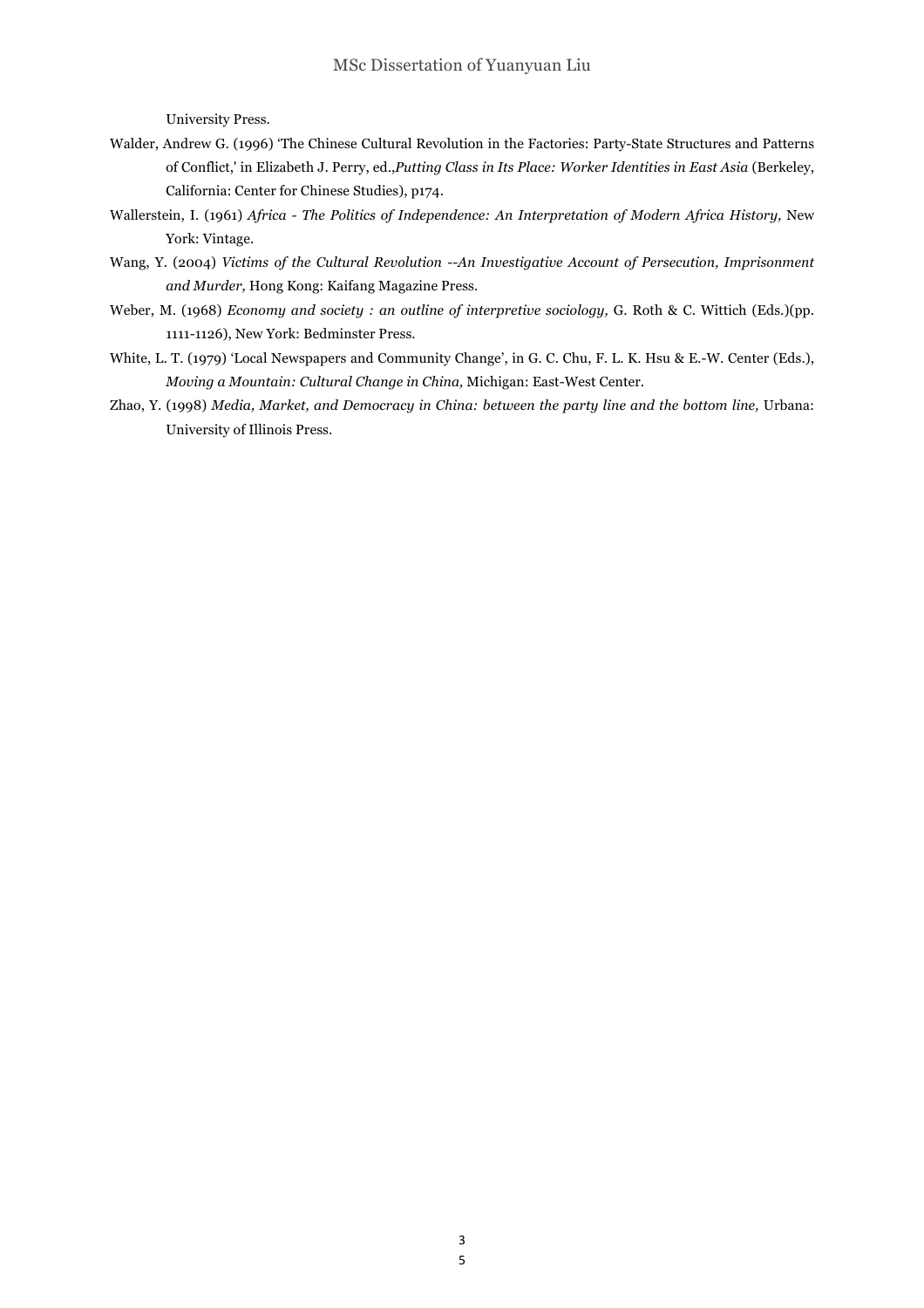University Press.

Walder, Andrew G. (1996) 'The Chinese Cultural Revolution in the Factories: Party-State Structures and Patterns of Conflict,' in Elizabeth J. Perry, ed.,*Putting Class in Its Place: Worker Identities in East Asia* (Berkeley, California: Center for Chinese Studies), p174.

Wallerstein, I. (1961) *Africa - The Politics of Independence: An Interpretation of Modern Africa History,* New York: Vintage.

Wang, Y. (2004) *Victims of the Cultural Revolution --An Investigative Account of Persecution, Imprisonment and Murder,* Hong Kong: Kaifang Magazine Press.

Weber, M. (1968) *Economy and society : an outline of interpretive sociology,* G. Roth & C. Wittich (Eds.)(pp. 1111-1126), New York: Bedminster Press.

White, L. T. (1979) 'Local Newspapers and Community Change', in G. C. Chu, F. L. K. Hsu & E.-W. Center (Eds.), *Moving a Mountain: Cultural Change in China,* Michigan: East-West Center.

Zhao, Y. (1998) *Media, Market, and Democracy in China: between the party line and the bottom line,* Urbana: University of Illinois Press.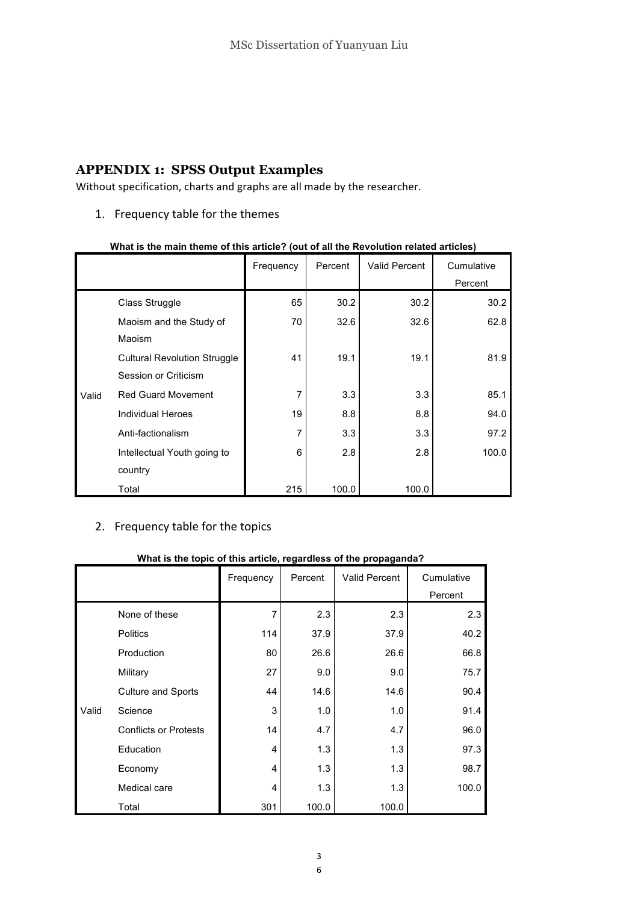## APPENDIX 1: SPSS Output Examples

Without specification, charts and graphs are all made by the researcher.

1. Frequency table for the themes

**What is the main theme of this article? (out of all the Revolution related articles)**

| | | Frequency | Percent | Valid Percent | Cumulative Percent |
|---|---|---|---|---|---|
| Valid | Class Struggle | 65 | 30.2 | 30.2 | 30.2 |
| | Maoism and the Study of Maoism | 70 | 32.6 | 32.6 | 62.8 |
| | Cultural Revolution Struggle Session or Criticism | 41 | 19.1 | 19.1 | 81.9 |
| | Red Guard Movement | 7 | 3.3 | 3.3 | 85.1 |
| | Individual Heroes | 19 | 8.8 | 8.8 | 94.0 |
| | Anti-factionalism | 7 | 3.3 | 3.3 | 97.2 |
| | Intellectual Youth going to country | 6 | 2.8 | 2.8 | 100.0 |
| | Total | 215 | 100.0 | 100.0 | |

2. Frequency table for the topics

**What is the topic of this article, regardless of the propaganda?**

| | | Frequency | Percent | Valid Percent | Cumulative Percent |
|---|---|---|---|---|---|
| Valid | None of these | 7 | 2.3 | 2.3 | 2.3 |
| | Politics | 114 | 37.9 | 37.9 | 40.2 |
| | Production | 80 | 26.6 | 26.6 | 66.8 |
| | Military | 27 | 9.0 | 9.0 | 75.7 |
| | Culture and Sports | 44 | 14.6 | 14.6 | 90.4 |
| | Science | 3 | 1.0 | 1.0 | 91.4 |
| | Conflicts or Protests | 14 | 4.7 | 4.7 | 96.0 |
| | Education | 4 | 1.3 | 1.3 | 97.3 |
| | Economy | 4 | 1.3 | 1.3 | 98.7 |
| | Medical care | 4 | 1.3 | 1.3 | 100.0 |
| | Total | 301 | 100.0 | 100.0 | |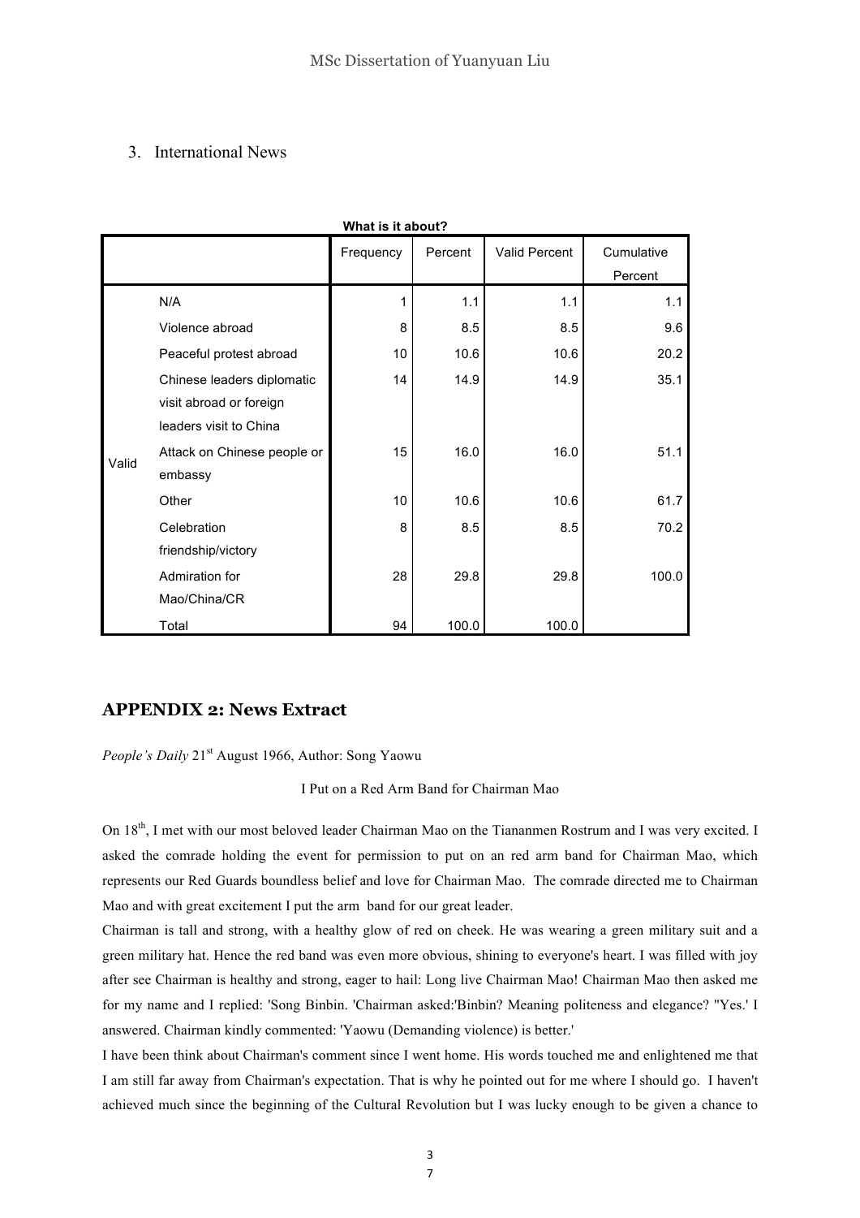3. International News

**What is it about?**

| | | Frequency | Percent | Valid Percent | Cumulative Percent |
|---|---|---|---|---|---|
| Valid | N/A | 1 | 1.1 | 1.1 | 1.1 |
| | Violence abroad | 8 | 8.5 | 8.5 | 9.6 |
| | Peaceful protest abroad | 10 | 10.6 | 10.6 | 20.2 |
| | Chinese leaders diplomatic visit abroad or foreign leaders visit to China | 14 | 14.9 | 14.9 | 35.1 |
| | Attack on Chinese people or embassy | 15 | 16.0 | 16.0 | 51.1 |
| | Other | 10 | 10.6 | 10.6 | 61.7 |
| | Celebration friendship/victory | 8 | 8.5 | 8.5 | 70.2 |
| | Admiration for Mao/China/CR | 28 | 29.8 | 29.8 | 100.0 |
| | Total | 94 | 100.0 | 100.0 | |

## APPENDIX 2: News Extract

*People's Daily* 21st August 1966, Author: Song Yaowu

I Put on a Red Arm Band for Chairman Mao

On 18th, I met with our most beloved leader Chairman Mao on the Tiananmen Rostrum and I was very excited. I asked the comrade holding the event for permission to put on an red arm band for Chairman Mao, which represents our Red Guards boundless belief and love for Chairman Mao. The comrade directed me to Chairman Mao and with great excitement I put the arm band for our great leader.

Chairman is tall and strong, with a healthy glow of red on cheek. He was wearing a green military suit and a green military hat. Hence the red band was even more obvious, shining to everyone's heart. I was filled with joy after see Chairman is healthy and strong, eager to hail: Long live Chairman Mao! Chairman Mao then asked me for my name and I replied: 'Song Binbin. 'Chairman asked:'Binbin? Meaning politeness and elegance? ''Yes.' I answered. Chairman kindly commented: 'Yaowu (Demanding violence) is better.'

I have been think about Chairman's comment since I went home. His words touched me and enlightened me that I am still far away from Chairman's expectation. That is why he pointed out for me where I should go. I haven't achieved much since the beginning of the Cultural Revolution but I was lucky enough to be given a chance to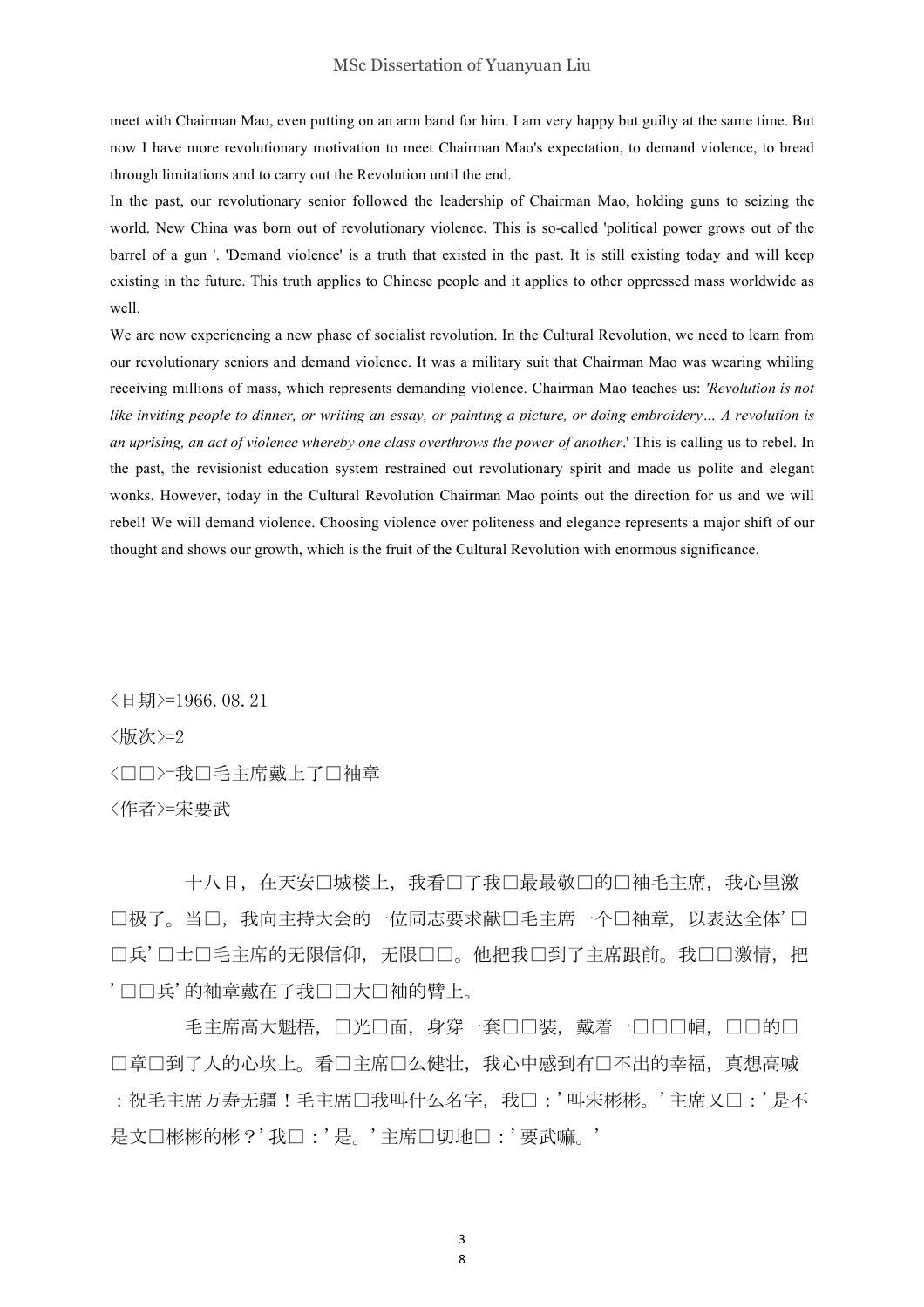meet with Chairman Mao, even putting on an arm band for him. I am very happy but guilty at the same time. But now I have more revolutionary motivation to meet Chairman Mao's expectation, to demand violence, to bread through limitations and to carry out the Revolution until the end.

In the past, our revolutionary senior followed the leadership of Chairman Mao, holding guns to seizing the world. New China was born out of revolutionary violence. This is so-called 'political power grows out of the barrel of a gun '. 'Demand violence' is a truth that existed in the past. It is still existing today and will keep existing in the future. This truth applies to Chinese people and it applies to other oppressed mass worldwide as well.

We are now experiencing a new phase of socialist revolution. In the Cultural Revolution, we need to learn from our revolutionary seniors and demand violence. It was a military suit that Chairman Mao was wearing whiling receiving millions of mass, which represents demanding violence. Chairman Mao teaches us: *'Revolution is not like inviting people to dinner, or writing an essay, or painting a picture, or doing embroidery… A revolution is an uprising, an act of violence whereby one class overthrows the power of another*.' This is calling us to rebel. In the past, the revisionist education system restrained out revolutionary spirit and made us polite and elegant wonks. However, today in the Cultural Revolution Chairman Mao points out the direction for us and we will rebel! We will demand violence. Choosing violence over politeness and elegance represents a major shift of our thought and shows our growth, which is the fruit of the Cultural Revolution with enormous significance.

<日期>=1966.08.21

<版次>=2

<□□>=我□毛主席戴上了□袖章

<作者>=宋要武

十八日，在天安□城楼上，我看□了我□最最敬□的□袖毛主席，我心里激□极了。当□，我向主持大会的一位同志要求献□毛主席一个□袖章，以表达全体'□□兵'□士□毛主席的无限信仰，无限□□。他把我□到了主席跟前。我□□激情，把'□□兵'的袖章戴在了我□□大□袖的臂上。

毛主席高大魁梧，□光□面，身穿一套□□装，戴着一□□□帽，□□的□□章□到了人的心坎上。看□主席□么健壮，我心中感到有□不出的幸福，真想高喊：祝毛主席万寿无疆！毛主席□我叫什么名字，我□：'叫宋彬彬。'主席又□：'是不是文□彬彬的彬？'我□：'是。'主席□切地□：'要武嘛。'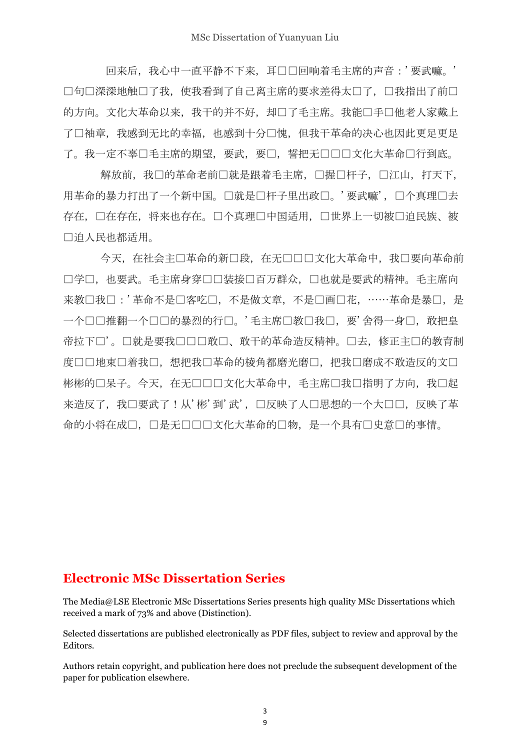回来后，我心中一直平静不下来，耳□□回响着毛主席的声音：'要武嘛。'□句□深深地触□了我，使我看到了自己离主席的要求差得太□了，□我指出了前□的方向。文化大革命以来，我干的并不好，却□了毛主席。我能□手□他老人家戴上了□袖章，我感到无比的幸福，也感到十分□愧，但我干革命的决心也因此更足更足了。我一定不辜□毛主席的期望，要武，要□，誓把无□□□文化大革命□行到底。

解放前，我□的革命老前□就是跟着毛主席，□握□杆子，□江山，打天下，用革命的暴力打出了一个新中国。□就是□杆子里出政□。'要武嘛'，□个真理□去存在，□在存在，将来也存在。□个真理□中国适用，□世界上一切被□迫民族、被□迫人民也都适用。

今天，在社会主□革命的新□段，在无□□□文化大革命中，我□要向革命前□学□，也要武。毛主席身穿□□装接□百万群众，□也就是要武的精神。毛主席向来教□我□：'革命不是□客吃□，不是做文章，不是□画□花，……革命是暴□，是一个□□推翻一个□□的暴烈的行□。'毛主席□教□我□，要'舍得一身□，敢把皇帝拉下□'。□就是要我□□□敢□、敢干的革命造反精神。□去，修正主□的教育制度□□地束□着我□，想把我□革命的棱角都磨光磨□，把我□磨成不敢造反的文□彬彬的□呆子。今天，在无□□□文化大革命中，毛主席□我□指明了方向，我□起来造反了，我□要武了！从'彬'到'武'，□反映了人□思想的一个大□□，反映了革命的小将在成□，□是无□□□文化大革命的□物，是一个具有□史意□的事情。

## Electronic MSc Dissertation Series

The Media@LSE Electronic MSc Dissertations Series presents high quality MSc Dissertations which received a mark of 73% and above (Distinction).

Selected dissertations are published electronically as PDF files, subject to review and approval by the Editors.

Authors retain copyright, and publication here does not preclude the subsequent development of the paper for publication elsewhere.